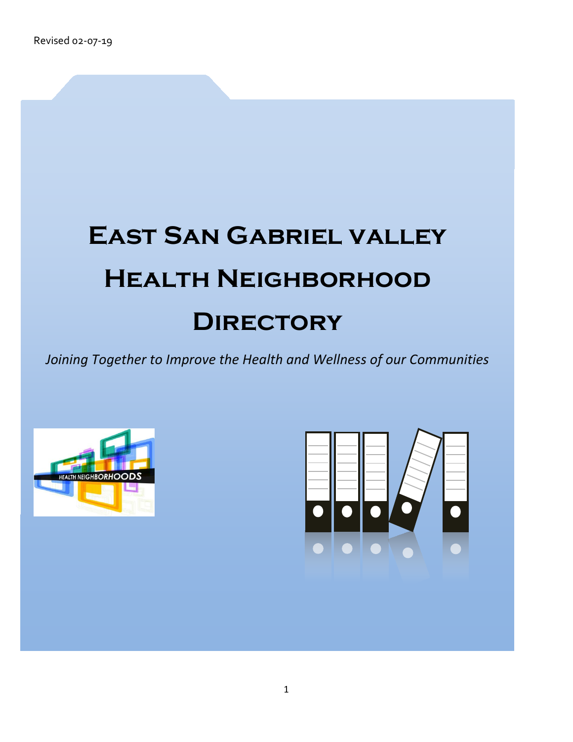Revised 02-07-19

# East San Gabriel valley Health Neighborhood Directory

*Joining Together to Improve the Health and Wellness of our Communities*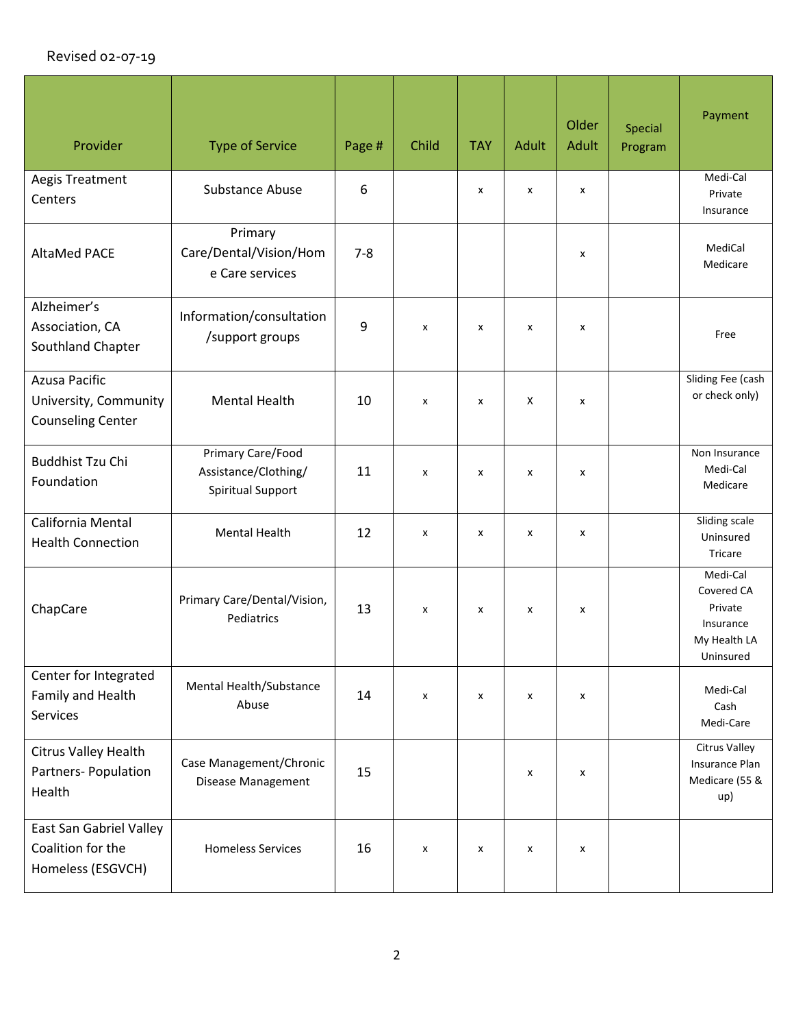Revised 02-07-19

| Provider | Type of Service | Page # | Child | TAY | Adult | Older Adult | Special Program | Payment |
|---|---|---|---|---|---|---|---|---|
| Aegis Treatment Centers | Substance Abuse | 6 | | x | x | x | | Medi-Cal Private Insurance |
| AltaMed PACE | Primary Care/Dental/Vision/Home Care services | 7-8 | | | | x | | MediCal Medicare |
| Alzheimer's Association, CA Southland Chapter | Information/consultation /support groups | 9 | x | x | x | x | | Free |
| Azusa Pacific University, Community Counseling Center | Mental Health | 10 | x | x | X | x | | Sliding Fee (cash or check only) |
| Buddhist Tzu Chi Foundation | Primary Care/Food Assistance/Clothing/ Spiritual Support | 11 | x | x | x | x | | Non Insurance Medi-Cal Medicare |
| California Mental Health Connection | Mental Health | 12 | x | x | x | x | | Sliding scale Uninsured Tricare |
| ChapCare | Primary Care/Dental/Vision, Pediatrics | 13 | x | x | x | x | | Medi-Cal Covered CA Private Insurance My Health LA Uninsured |
| Center for Integrated Family and Health Services | Mental Health/Substance Abuse | 14 | x | x | x | x | | Medi-Cal Cash Medi-Care |
| Citrus Valley Health Partners- Population Health | Case Management/Chronic Disease Management | 15 | | | x | x | | Citrus Valley Insurance Plan Medicare (55 & up) |
| East San Gabriel Valley Coalition for the Homeless (ESGVCH) | Homeless Services | 16 | x | x | x | x | | |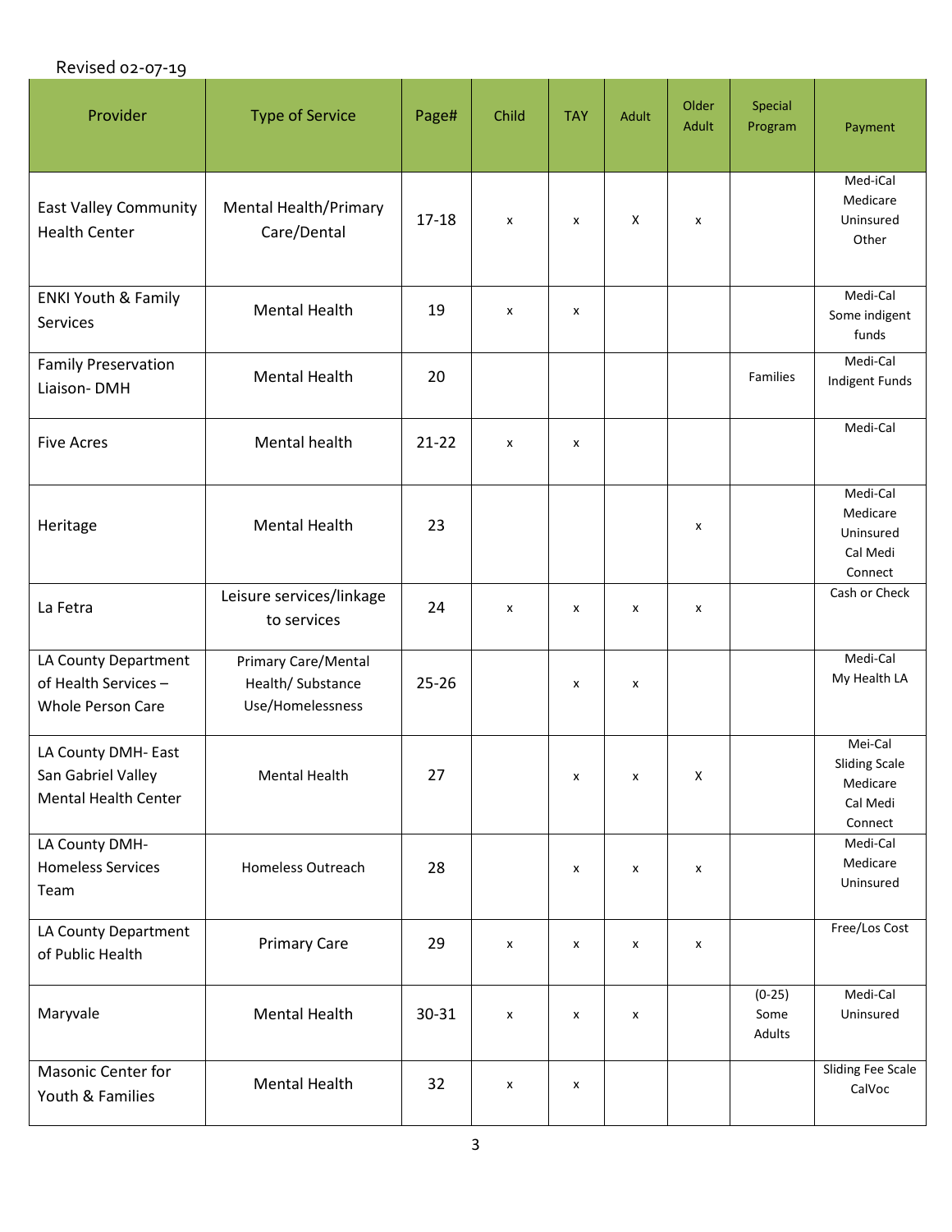Revised 02-07-19

| Provider | Type of Service | Page# | Child | TAY | Adult | Older Adult | Special Program | Payment |
|---|---|---|---|---|---|---|---|---|
| East Valley Community Health Center | Mental Health/Primary Care/Dental | 17-18 | x | x | X | x | | Med-iCal Medicare Uninsured Other |
| ENKI Youth & Family Services | Mental Health | 19 | x | x | | | | Medi-Cal Some indigent funds |
| Family Preservation Liaison- DMH | Mental Health | 20 | | | | | Families | Medi-Cal Indigent Funds |
| Five Acres | Mental health | 21-22 | x | x | | | | Medi-Cal |
| Heritage | Mental Health | 23 | | | | x | | Medi-Cal Medicare Uninsured Cal Medi Connect |
| La Fetra | Leisure services/linkage to services | 24 | x | x | x | x | | Cash or Check |
| LA County Department of Health Services – Whole Person Care | Primary Care/Mental Health/ Substance Use/Homelessness | 25-26 | | x | x | | | Medi-Cal My Health LA |
| LA County DMH- East San Gabriel Valley Mental Health Center | Mental Health | 27 | | x | x | X | | Mei-Cal Sliding Scale Medicare Cal Medi Connect |
| LA County DMH- Homeless Services Team | Homeless Outreach | 28 | | x | x | x | | Medi-Cal Medicare Uninsured |
| LA County Department of Public Health | Primary Care | 29 | x | x | x | x | | Free/Los Cost |
| Maryvale | Mental Health | 30-31 | x | x | x | | (0-25) Some Adults | Medi-Cal Uninsured |
| Masonic Center for Youth & Families | Mental Health | 32 | x | x | | | | Sliding Fee Scale CalVoc |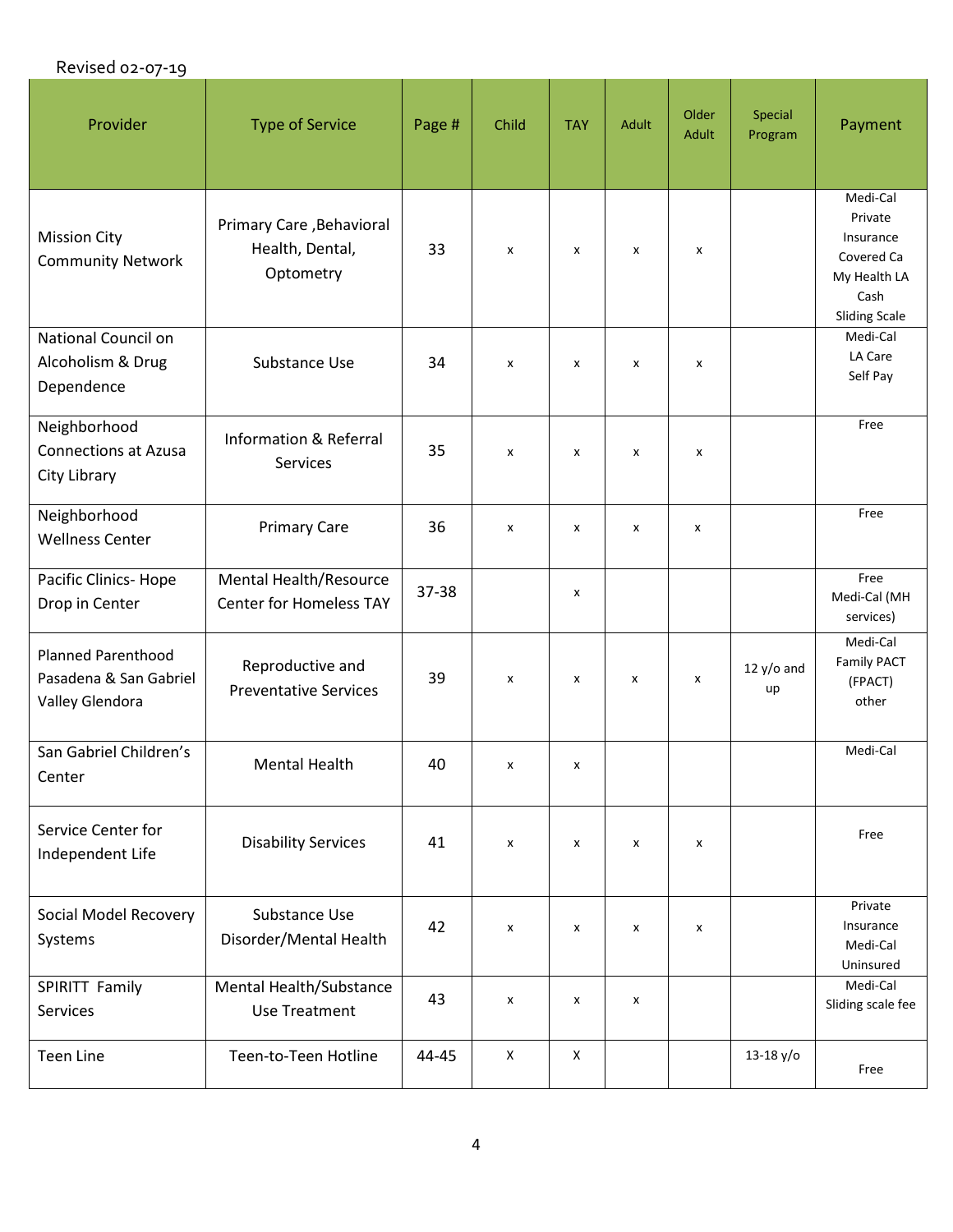Revised 02-07-19

| Provider | Type of Service | Page # | Child | TAY | Adult | Older Adult | Special Program | Payment |
|---|---|---|---|---|---|---|---|---|
| Mission City Community Network | Primary Care ,Behavioral Health, Dental, Optometry | 33 | x | x | x | x | | Medi-Cal Private Insurance Covered Ca My Health LA Cash Sliding Scale |
| National Council on Alcoholism & Drug Dependence | Substance Use | 34 | x | x | x | x | | Medi-Cal LA Care Self Pay |
| Neighborhood Connections at Azusa City Library | Information & Referral Services | 35 | x | x | x | x | | Free |
| Neighborhood Wellness Center | Primary Care | 36 | x | x | x | x | | Free |
| Pacific Clinics- Hope Drop in Center | Mental Health/Resource Center for Homeless TAY | 37-38 | | x | | | | Free Medi-Cal (MH services) |
| Planned Parenthood Pasadena & San Gabriel Valley Glendora | Reproductive and Preventative Services | 39 | x | x | x | x | 12 y/o and up | Medi-Cal Family PACT (FPACT) other |
| San Gabriel Children's Center | Mental Health | 40 | x | x | | | | Medi-Cal |
| Service Center for Independent Life | Disability Services | 41 | x | x | x | x | | Free |
| Social Model Recovery Systems | Substance Use Disorder/Mental Health | 42 | x | x | x | x | | Private Insurance Medi-Cal Uninsured |
| SPIRITT Family Services | Mental Health/Substance Use Treatment | 43 | x | x | x | | | Medi-Cal Sliding scale fee |
| Teen Line | Teen-to-Teen Hotline | 44-45 | X | X | | | 13-18 y/o | Free |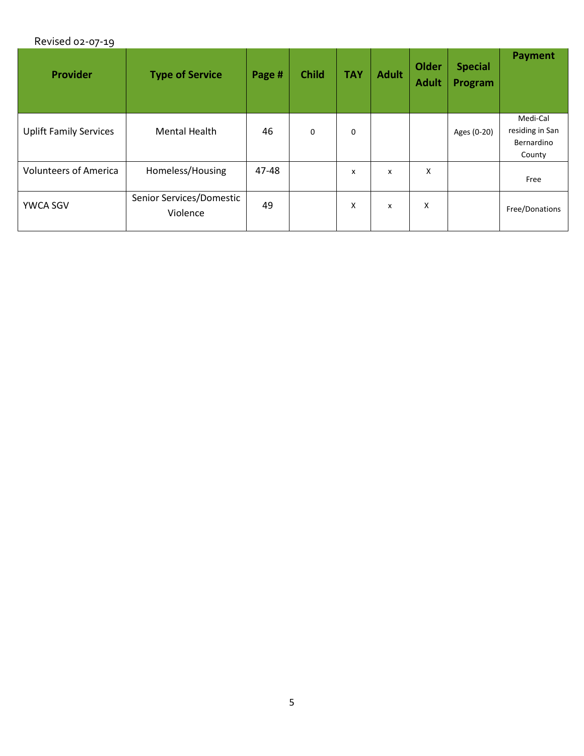Revised 02-07-19

| Provider | Type of Service | Page # | Child | TAY | Adult | Older Adult | Special Program | Payment |
|---|---|---|---|---|---|---|---|---|
| Uplift Family Services | Mental Health | 46 | 0 | 0 | | | Ages (0-20) | Medi-Cal residing in San Bernardino County |
| Volunteers of America | Homeless/Housing | 47-48 | | x | x | X | | Free |
| YWCA SGV | Senior Services/Domestic Violence | 49 | | X | x | X | | Free/Donations |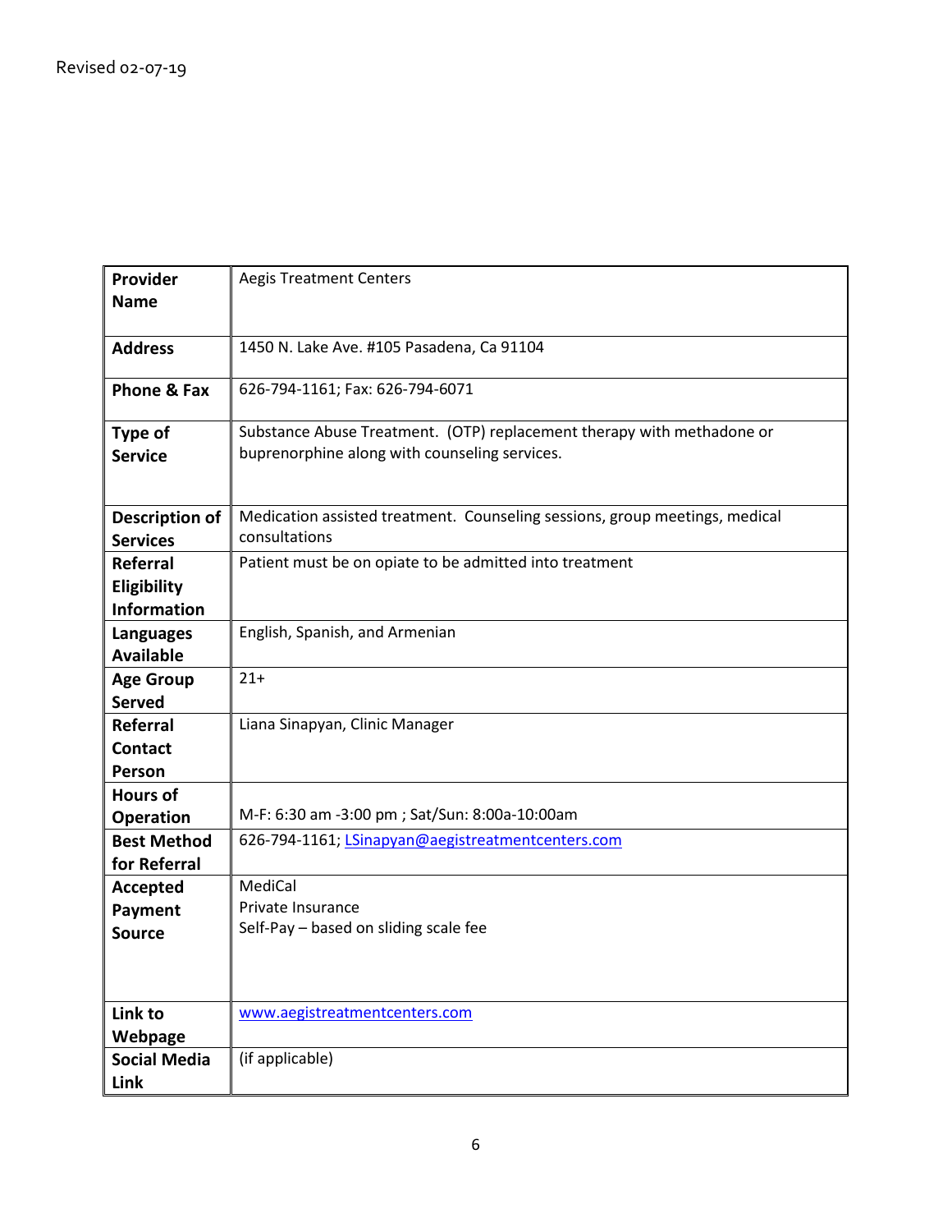Revised 02-07-19

| | |
|---|---|
| **Provider Name** | Aegis Treatment Centers |
| **Address** | 1450 N. Lake Ave. #105 Pasadena, Ca 91104 |
| **Phone & Fax** | 626-794-1161; Fax: 626-794-6071 |
| **Type of Service** | Substance Abuse Treatment. (OTP) replacement therapy with methadone or buprenorphine along with counseling services. |
| **Description of Services** | Medication assisted treatment. Counseling sessions, group meetings, medical consultations |
| **Referral Eligibility Information** | Patient must be on opiate to be admitted into treatment |
| **Languages Available** | English, Spanish, and Armenian |
| **Age Group Served** | 21+ |
| **Referral Contact Person** | Liana Sinapyan, Clinic Manager |
| **Hours of Operation** | M-F: 6:30 am -3:00 pm ; Sat/Sun: 8:00a-10:00am |
| **Best Method for Referral** | 626-794-1161; LSinapyan@aegistreatmentcenters.com |
| **Accepted Payment Source** | MediCal<br>Private Insurance<br>Self-Pay – based on sliding scale fee |
| **Link to Webpage** | www.aegistreatmentcenters.com |
| **Social Media Link** | (if applicable) |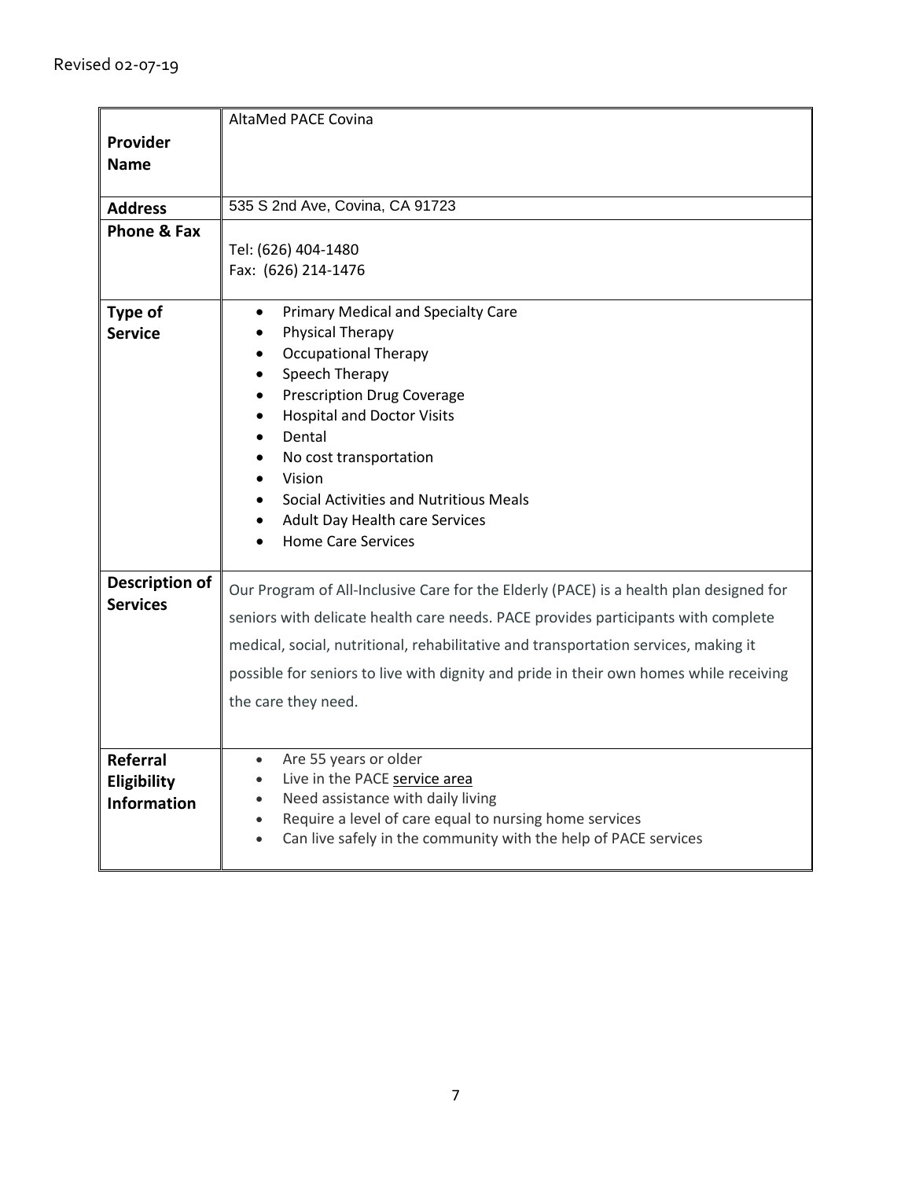Revised 02-07-19

| | |
|---|---|
| **Provider Name** | AltaMed PACE Covina |
| **Address** | 535 S 2nd Ave, Covina, CA 91723 |
| **Phone & Fax** | Tel: (626) 404-1480<br>Fax: (626) 214-1476 |
| **Type of Service** | • Primary Medical and Specialty Care<br>• Physical Therapy<br>• Occupational Therapy<br>• Speech Therapy<br>• Prescription Drug Coverage<br>• Hospital and Doctor Visits<br>• Dental<br>• No cost transportation<br>• Vision<br>• Social Activities and Nutritious Meals<br>• Adult Day Health care Services<br>• Home Care Services |
| **Description of Services** | Our Program of All-Inclusive Care for the Elderly (PACE) is a health plan designed for seniors with delicate health care needs. PACE provides participants with complete medical, social, nutritional, rehabilitative and transportation services, making it possible for seniors to live with dignity and pride in their own homes while receiving the care they need. |
| **Referral Eligibility Information** | • Are 55 years or older<br>• Live in the PACE service area<br>• Need assistance with daily living<br>• Require a level of care equal to nursing home services<br>• Can live safely in the community with the help of PACE services |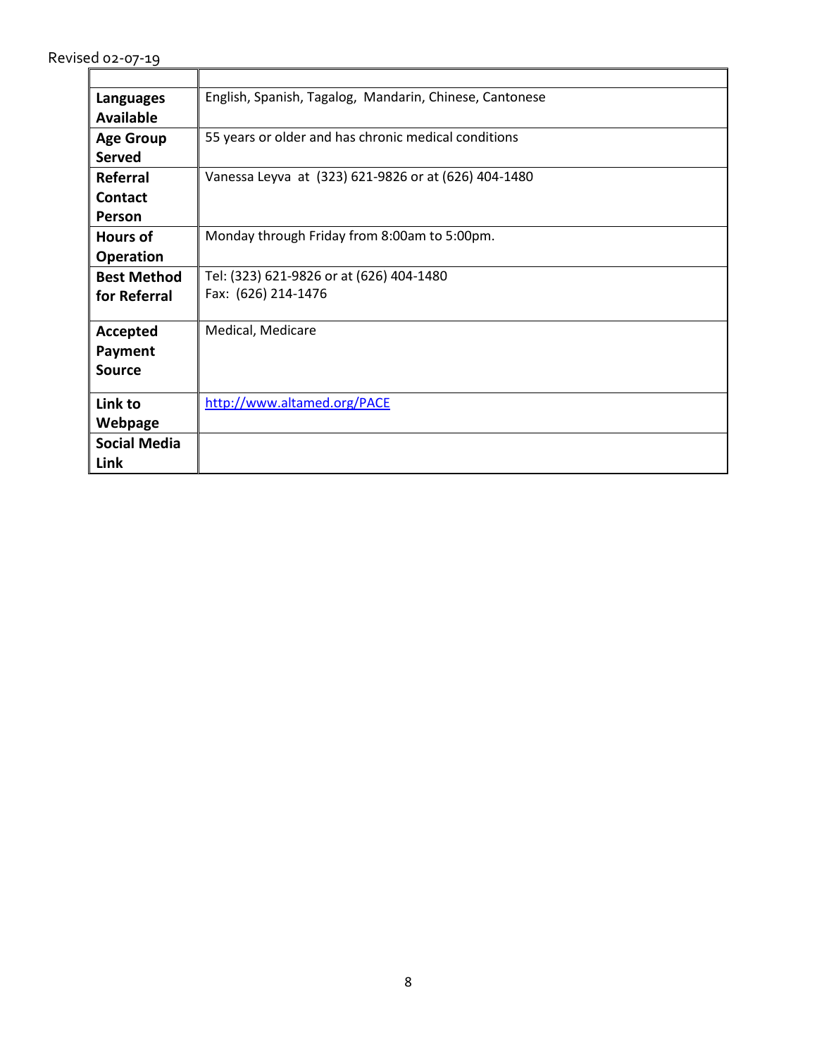Revised 02-07-19

| | |
|---|---|
| **Languages Available** | English, Spanish, Tagalog, Mandarin, Chinese, Cantonese |
| **Age Group Served** | 55 years or older and has chronic medical conditions |
| **Referral Contact Person** | Vanessa Leyva at (323) 621-9826 or at (626) 404-1480 |
| **Hours of Operation** | Monday through Friday from 8:00am to 5:00pm. |
| **Best Method for Referral** | Tel: (323) 621-9826 or at (626) 404-1480<br>Fax: (626) 214-1476 |
| **Accepted Payment Source** | Medical, Medicare |
| **Link to Webpage** | http://www.altamed.org/PACE |
| **Social Media Link** | |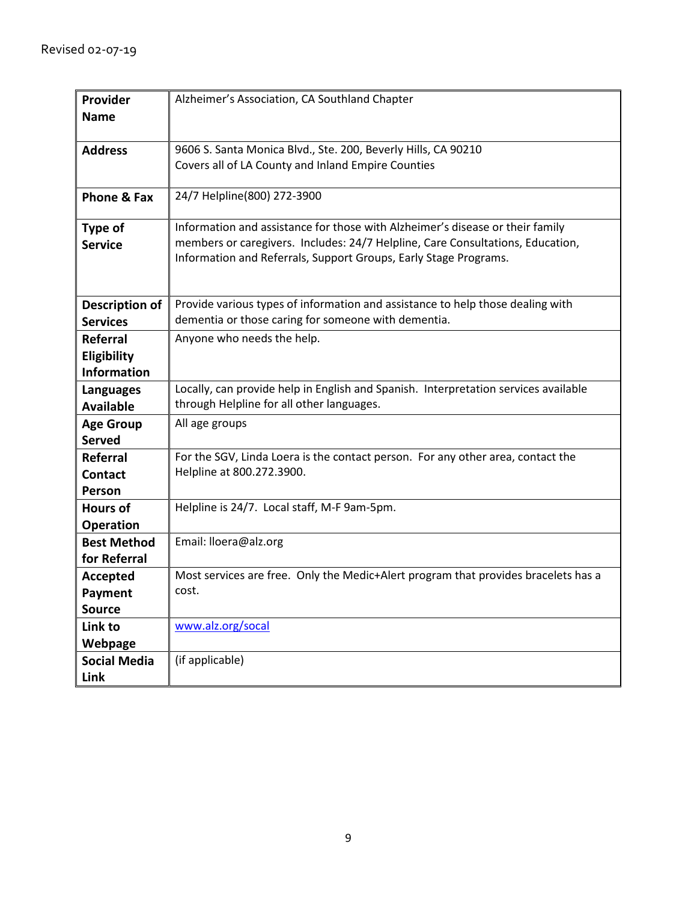Revised 02-07-19

| **Provider Name** | Alzheimer's Association, CA Southland Chapter |
|---|---|
| **Address** | 9606 S. Santa Monica Blvd., Ste. 200, Beverly Hills, CA 90210<br>Covers all of LA County and Inland Empire Counties |
| **Phone & Fax** | 24/7 Helpline(800) 272-3900 |
| **Type of Service** | Information and assistance for those with Alzheimer's disease or their family members or caregivers. Includes: 24/7 Helpline, Care Consultations, Education, Information and Referrals, Support Groups, Early Stage Programs. |
| **Description of Services** | Provide various types of information and assistance to help those dealing with dementia or those caring for someone with dementia. |
| **Referral Eligibility Information** | Anyone who needs the help. |
| **Languages Available** | Locally, can provide help in English and Spanish. Interpretation services available through Helpline for all other languages. |
| **Age Group Served** | All age groups |
| **Referral Contact Person** | For the SGV, Linda Loera is the contact person. For any other area, contact the Helpline at 800.272.3900. |
| **Hours of Operation** | Helpline is 24/7. Local staff, M-F 9am-5pm. |
| **Best Method for Referral** | Email: lloera@alz.org |
| **Accepted Payment Source** | Most services are free. Only the Medic+Alert program that provides bracelets has a cost. |
| **Link to Webpage** | www.alz.org/socal |
| **Social Media Link** | (if applicable) |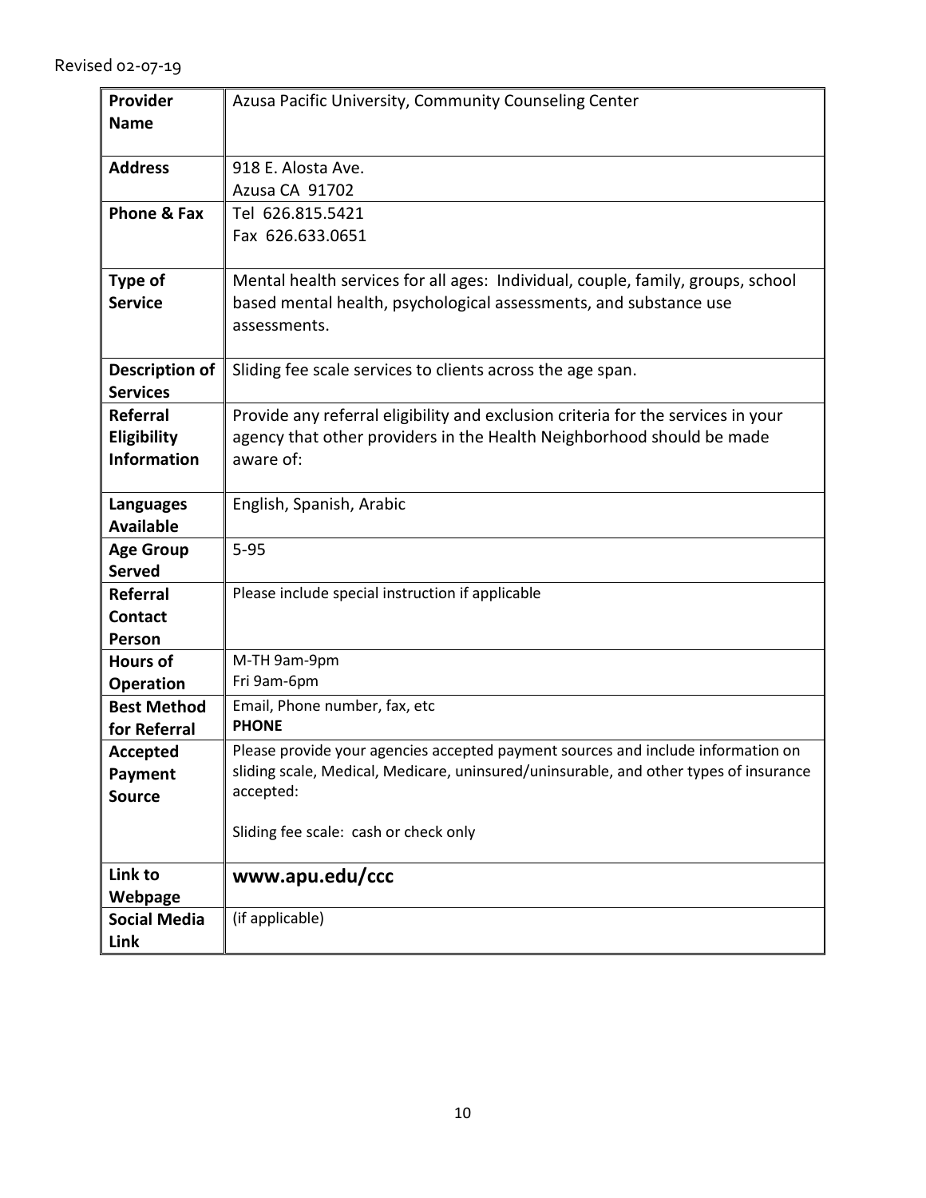Revised 02-07-19

| **Provider Name** | Azusa Pacific University, Community Counseling Center |
|---|---|
| **Address** | 918 E. Alosta Ave.<br>Azusa CA 91702 |
| **Phone & Fax** | Tel 626.815.5421<br>Fax 626.633.0651 |
| **Type of Service** | Mental health services for all ages: Individual, couple, family, groups, school based mental health, psychological assessments, and substance use assessments. |
| **Description of Services** | Sliding fee scale services to clients across the age span. |
| **Referral Eligibility Information** | Provide any referral eligibility and exclusion criteria for the services in your agency that other providers in the Health Neighborhood should be made aware of: |
| **Languages Available** | English, Spanish, Arabic |
| **Age Group Served** | 5-95 |
| **Referral Contact Person** | Please include special instruction if applicable |
| **Hours of Operation** | M-TH 9am-9pm<br>Fri 9am-6pm |
| **Best Method for Referral** | Email, Phone number, fax, etc<br>**PHONE** |
| **Accepted Payment Source** | Please provide your agencies accepted payment sources and include information on sliding scale, Medical, Medicare, uninsured/uninsurable, and other types of insurance accepted:<br><br>Sliding fee scale: cash or check only |
| **Link to Webpage** | **www.apu.edu/ccc** |
| **Social Media Link** | (if applicable) |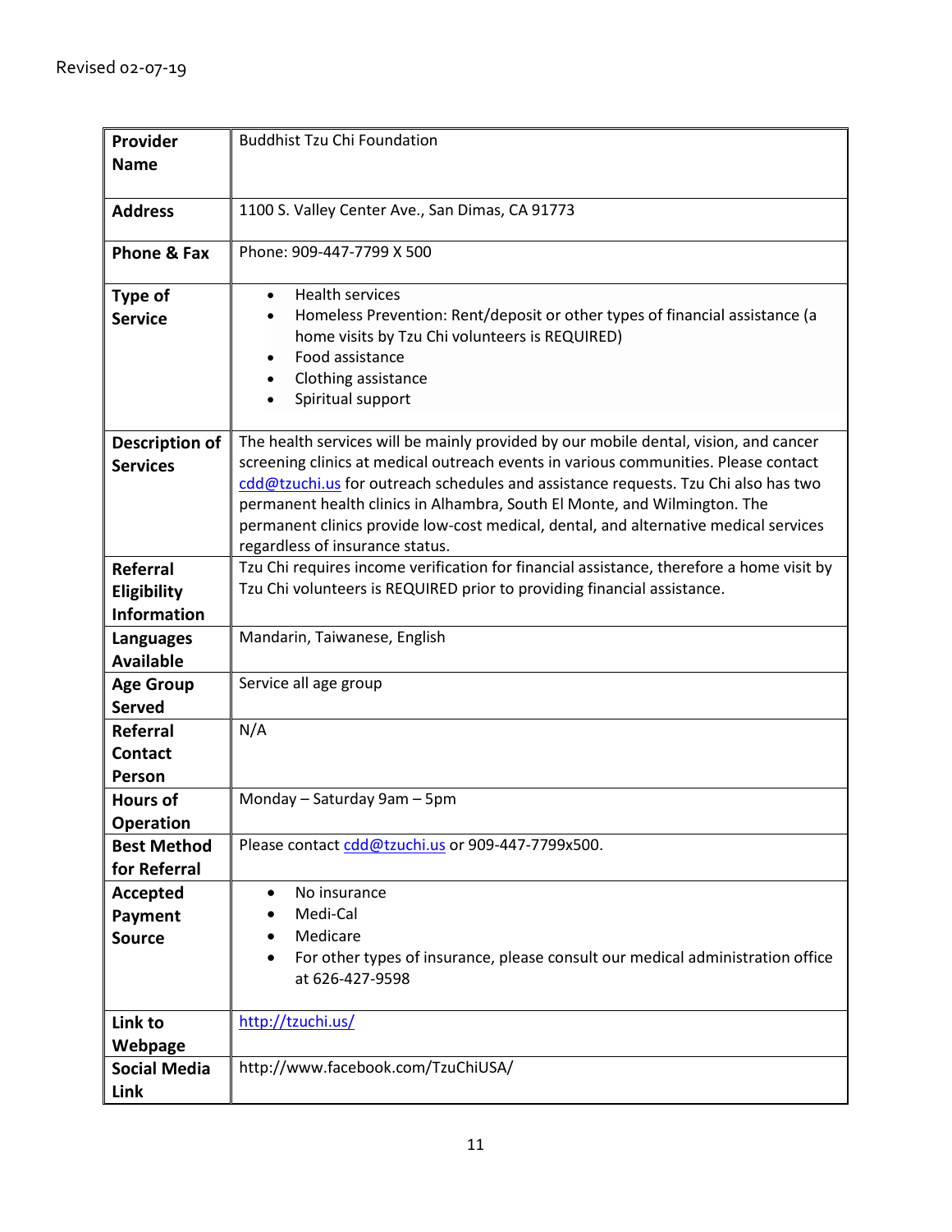Revised 02-07-19

| **Provider Name** | Buddhist Tzu Chi Foundation |
|---|---|
| **Address** | 1100 S. Valley Center Ave., San Dimas, CA 91773 |
| **Phone & Fax** | Phone: 909-447-7799 X 500 |
| **Type of Service** | • Health services<br>• Homeless Prevention: Rent/deposit or other types of financial assistance (a home visits by Tzu Chi volunteers is REQUIRED)<br>• Food assistance<br>• Clothing assistance<br>• Spiritual support |
| **Description of Services** | The health services will be mainly provided by our mobile dental, vision, and cancer screening clinics at medical outreach events in various communities. Please contact cdd@tzuchi.us for outreach schedules and assistance requests. Tzu Chi also has two permanent health clinics in Alhambra, South El Monte, and Wilmington. The permanent clinics provide low-cost medical, dental, and alternative medical services regardless of insurance status. |
| **Referral Eligibility Information** | Tzu Chi requires income verification for financial assistance, therefore a home visit by Tzu Chi volunteers is REQUIRED prior to providing financial assistance. |
| **Languages Available** | Mandarin, Taiwanese, English |
| **Age Group Served** | Service all age group |
| **Referral Contact Person** | N/A |
| **Hours of Operation** | Monday – Saturday 9am – 5pm |
| **Best Method for Referral** | Please contact cdd@tzuchi.us or 909-447-7799x500. |
| **Accepted Payment Source** | • No insurance<br>• Medi-Cal<br>• Medicare<br>• For other types of insurance, please consult our medical administration office at 626-427-9598 |
| **Link to Webpage** | http://tzuchi.us/ |
| **Social Media Link** | http://www.facebook.com/TzuChiUSA/ |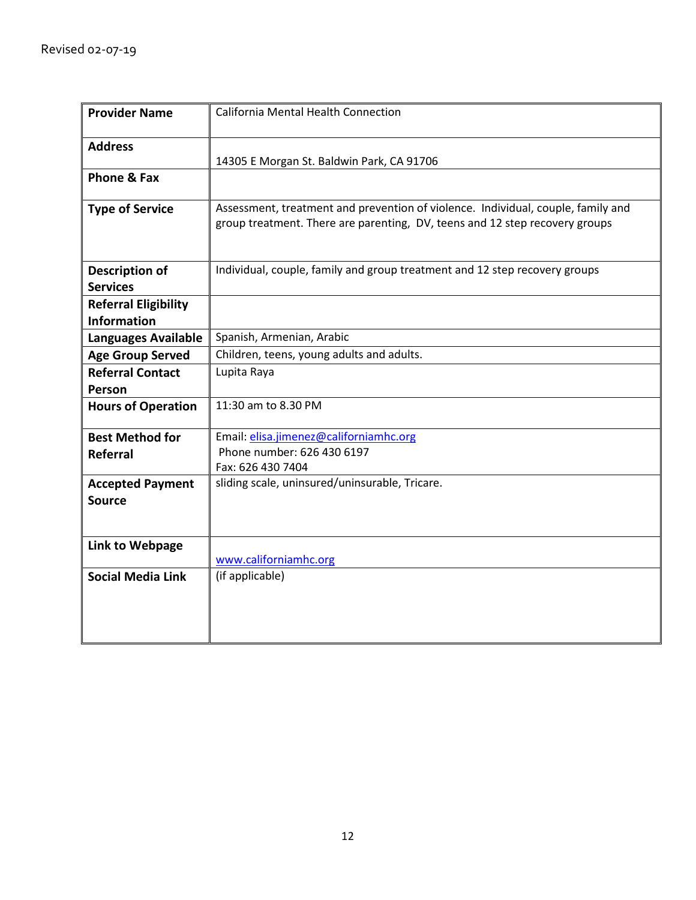Revised 02-07-19

| **Provider Name** | California Mental Health Connection |
|---|---|
| **Address** | 14305 E Morgan St. Baldwin Park, CA 91706 |
| **Phone & Fax** | |
| **Type of Service** | Assessment, treatment and prevention of violence. Individual, couple, family and group treatment. There are parenting, DV, teens and 12 step recovery groups |
| **Description of Services** | Individual, couple, family and group treatment and 12 step recovery groups |
| **Referral Eligibility Information** | |
| **Languages Available** | Spanish, Armenian, Arabic |
| **Age Group Served** | Children, teens, young adults and adults. |
| **Referral Contact Person** | Lupita Raya |
| **Hours of Operation** | 11:30 am to 8.30 PM |
| **Best Method for Referral** | Email: elisa.jimenez@californiamhc.org<br>Phone number: 626 430 6197<br>Fax: 626 430 7404 |
| **Accepted Payment Source** | sliding scale, uninsured/uninsurable, Tricare. |
| **Link to Webpage** | www.californiamhc.org |
| **Social Media Link** | (if applicable) |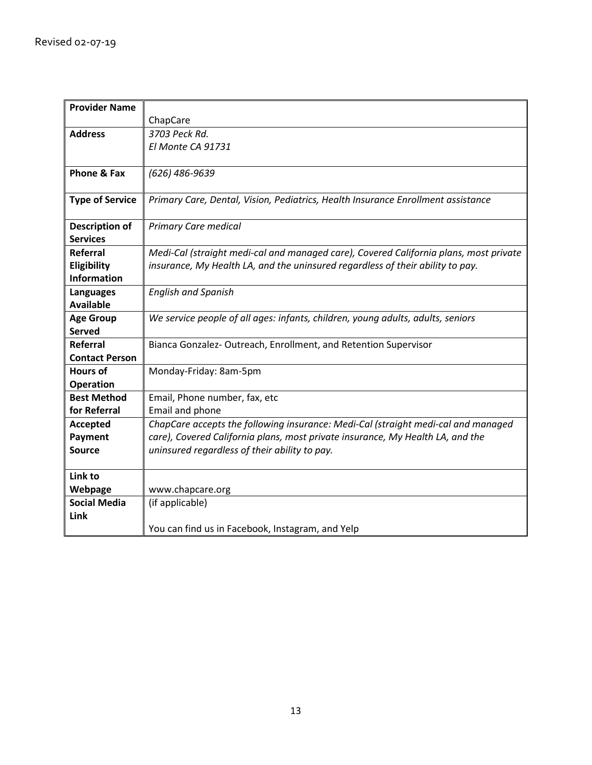Revised 02-07-19

| **Provider Name** | ChapCare |
| --- | --- |
| **Address** | *3703 Peck Rd.*<br>*El Monte CA 91731* |
| **Phone & Fax** | *(626) 486-9639* |
| **Type of Service** | *Primary Care, Dental, Vision, Pediatrics, Health Insurance Enrollment assistance* |
| **Description of Services** | *Primary Care medical* |
| **Referral Eligibility Information** | *Medi-Cal (straight medi-cal and managed care), Covered California plans, most private insurance, My Health LA, and the uninsured regardless of their ability to pay.* |
| **Languages Available** | *English and Spanish* |
| **Age Group Served** | *We service people of all ages: infants, children, young adults, adults, seniors* |
| **Referral Contact Person** | Bianca Gonzalez- Outreach, Enrollment, and Retention Supervisor |
| **Hours of Operation** | Monday-Friday: 8am-5pm |
| **Best Method for Referral** | Email, Phone number, fax, etc<br>Email and phone |
| **Accepted Payment Source** | *ChapCare accepts the following insurance: Medi-Cal (straight medi-cal and managed care), Covered California plans, most private insurance, My Health LA, and the uninsured regardless of their ability to pay.* |
| **Link to Webpage** | www.chapcare.org |
| **Social Media Link** | (if applicable)<br><br>You can find us in Facebook, Instagram, and Yelp |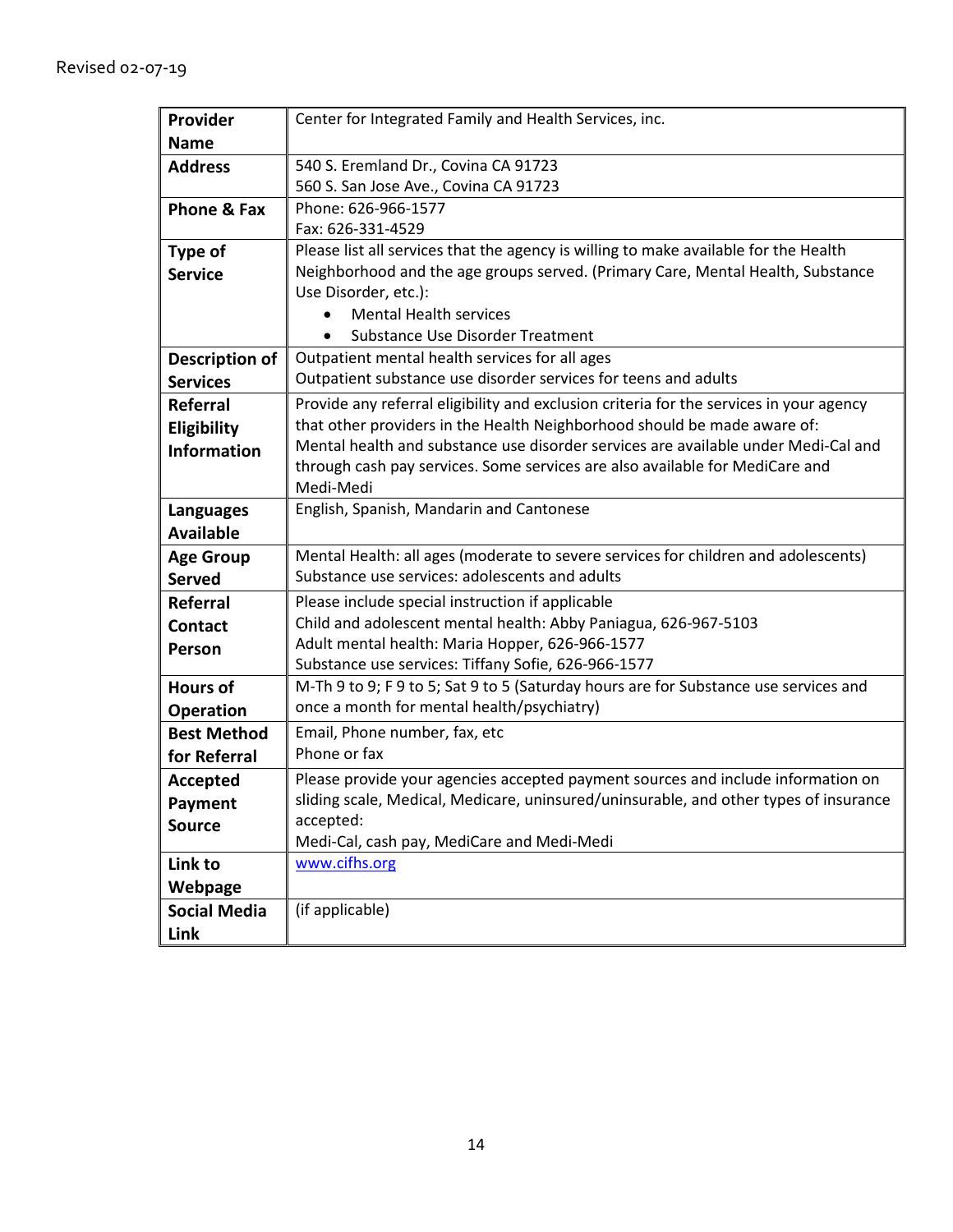Revised 02-07-19

| **Provider Name** | Center for Integrated Family and Health Services, inc. |
|---|---|
| **Address** | 540 S. Eremland Dr., Covina CA 91723<br>560 S. San Jose Ave., Covina CA 91723 |
| **Phone & Fax** | Phone: 626-966-1577<br>Fax: 626-331-4529 |
| **Type of Service** | Please list all services that the agency is willing to make available for the Health Neighborhood and the age groups served. (Primary Care, Mental Health, Substance Use Disorder, etc.):<br>• Mental Health services<br>• Substance Use Disorder Treatment |
| **Description of Services** | Outpatient mental health services for all ages<br>Outpatient substance use disorder services for teens and adults |
| **Referral Eligibility Information** | Provide any referral eligibility and exclusion criteria for the services in your agency that other providers in the Health Neighborhood should be made aware of:<br>Mental health and substance use disorder services are available under Medi-Cal and through cash pay services. Some services are also available for MediCare and Medi-Medi |
| **Languages Available** | English, Spanish, Mandarin and Cantonese |
| **Age Group Served** | Mental Health: all ages (moderate to severe services for children and adolescents)<br>Substance use services: adolescents and adults |
| **Referral Contact Person** | Please include special instruction if applicable<br>Child and adolescent mental health: Abby Paniagua, 626-967-5103<br>Adult mental health: Maria Hopper, 626-966-1577<br>Substance use services: Tiffany Sofie, 626-966-1577 |
| **Hours of Operation** | M-Th 9 to 9; F 9 to 5; Sat 9 to 5 (Saturday hours are for Substance use services and once a month for mental health/psychiatry) |
| **Best Method for Referral** | Email, Phone number, fax, etc<br>Phone or fax |
| **Accepted Payment Source** | Please provide your agencies accepted payment sources and include information on sliding scale, Medical, Medicare, uninsured/uninsurable, and other types of insurance accepted:<br>Medi-Cal, cash pay, MediCare and Medi-Medi |
| **Link to Webpage** | [www.cifhs.org](http://www.cifhs.org) |
| **Social Media Link** | (if applicable) |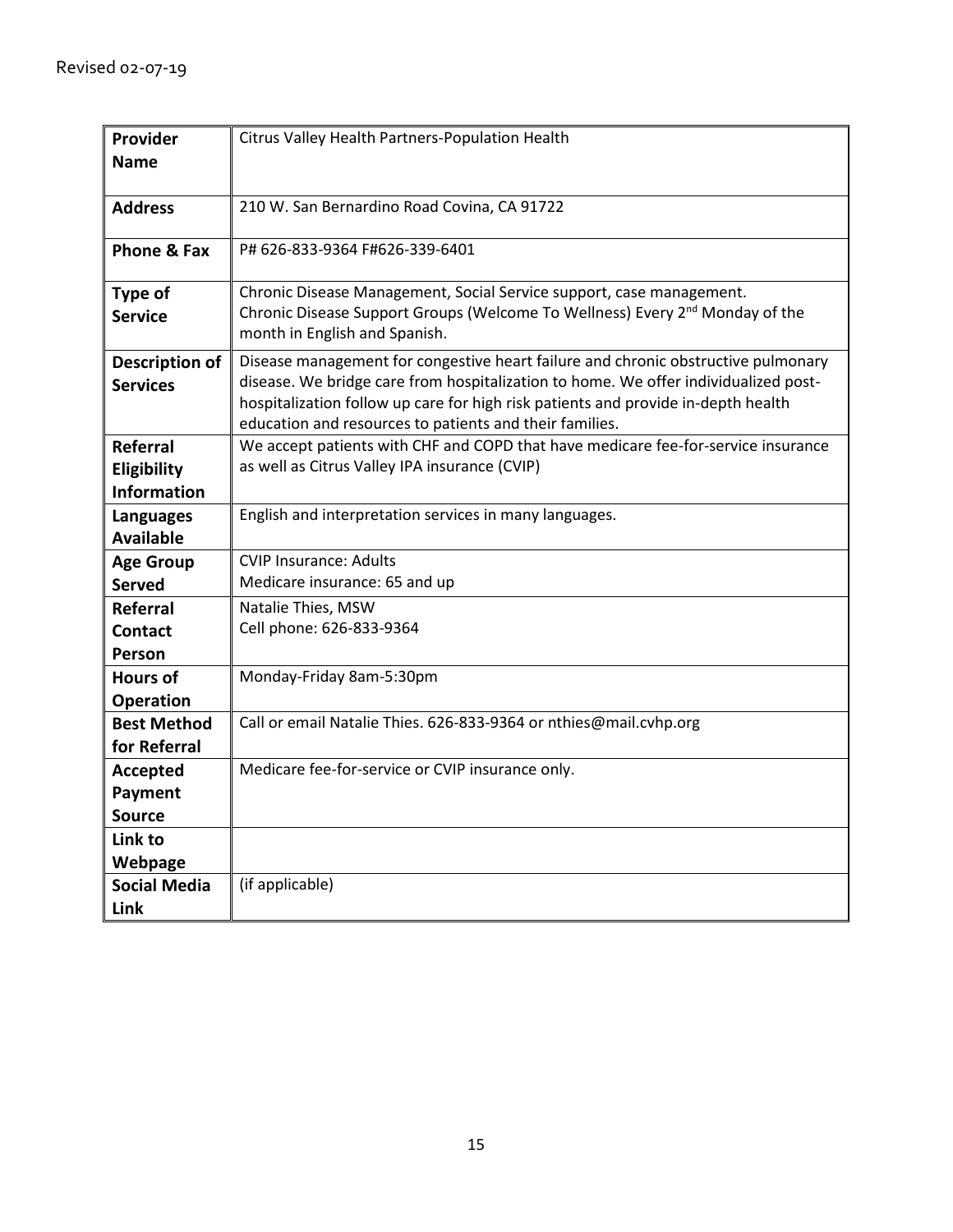Revised 02-07-19

| **Provider Name** | Citrus Valley Health Partners-Population Health |
|---|---|
| **Address** | 210 W. San Bernardino Road Covina, CA 91722 |
| **Phone & Fax** | P# 626-833-9364 F#626-339-6401 |
| **Type of Service** | Chronic Disease Management, Social Service support, case management.<br>Chronic Disease Support Groups (Welcome To Wellness) Every 2nd Monday of the month in English and Spanish. |
| **Description of Services** | Disease management for congestive heart failure and chronic obstructive pulmonary disease. We bridge care from hospitalization to home. We offer individualized post-hospitalization follow up care for high risk patients and provide in-depth health education and resources to patients and their families. |
| **Referral Eligibility Information** | We accept patients with CHF and COPD that have medicare fee-for-service insurance as well as Citrus Valley IPA insurance (CVIP) |
| **Languages Available** | English and interpretation services in many languages. |
| **Age Group Served** | CVIP Insurance: Adults<br>Medicare insurance: 65 and up |
| **Referral Contact Person** | Natalie Thies, MSW<br>Cell phone: 626-833-9364 |
| **Hours of Operation** | Monday-Friday 8am-5:30pm |
| **Best Method for Referral** | Call or email Natalie Thies. 626-833-9364 or nthies@mail.cvhp.org |
| **Accepted Payment Source** | Medicare fee-for-service or CVIP insurance only. |
| **Link to Webpage** | |
| **Social Media Link** | (if applicable) |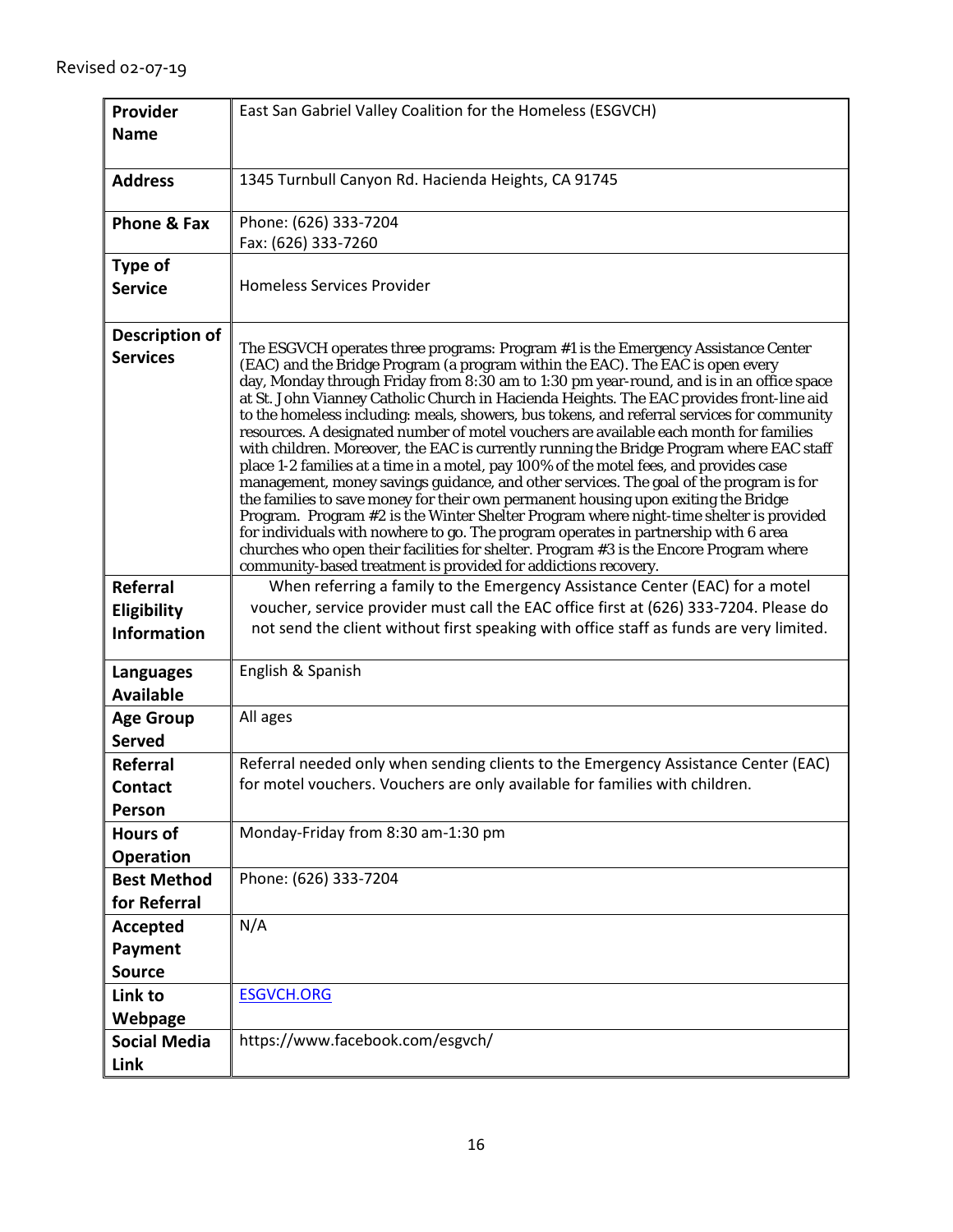Revised 02-07-19

| Provider Name | East San Gabriel Valley Coalition for the Homeless (ESGVCH) |
|---|---|
| Address | 1345 Turnbull Canyon Rd. Hacienda Heights, CA 91745 |
| Phone & Fax | Phone: (626) 333-7204<br>Fax: (626) 333-7260 |
| Type of Service | Homeless Services Provider |
| Description of Services | The ESGVCH operates three programs: Program #1 is the Emergency Assistance Center (EAC) and the Bridge Program (a program within the EAC). The EAC is open every day, Monday through Friday from 8:30 am to 1:30 pm year-round, and is in an office space at St. John Vianney Catholic Church in Hacienda Heights. The EAC provides front-line aid to the homeless including: meals, showers, bus tokens, and referral services for community resources. A designated number of motel vouchers are available each month for families with children. Moreover, the EAC is currently running the Bridge Program where EAC staff place 1-2 families at a time in a motel, pay 100% of the motel fees, and provides case management, money savings guidance, and other services. The goal of the program is for the families to save money for their own permanent housing upon exiting the Bridge Program. Program #2 is the Winter Shelter Program where night-time shelter is provided for individuals with nowhere to go. The program operates in partnership with 6 area churches who open their facilities for shelter. Program #3 is the Encore Program where community-based treatment is provided for addictions recovery. |
| Referral Eligibility Information | When referring a family to the Emergency Assistance Center (EAC) for a motel voucher, service provider must call the EAC office first at (626) 333-7204. Please do not send the client without first speaking with office staff as funds are very limited. |
| Languages Available | English & Spanish |
| Age Group Served | All ages |
| Referral Contact Person | Referral needed only when sending clients to the Emergency Assistance Center (EAC) for motel vouchers. Vouchers are only available for families with children. |
| Hours of Operation | Monday-Friday from 8:30 am-1:30 pm |
| Best Method for Referral | Phone: (626) 333-7204 |
| Accepted Payment Source | N/A |
| Link to Webpage | ESGVCH.ORG |
| Social Media Link | https://www.facebook.com/esgvch/ |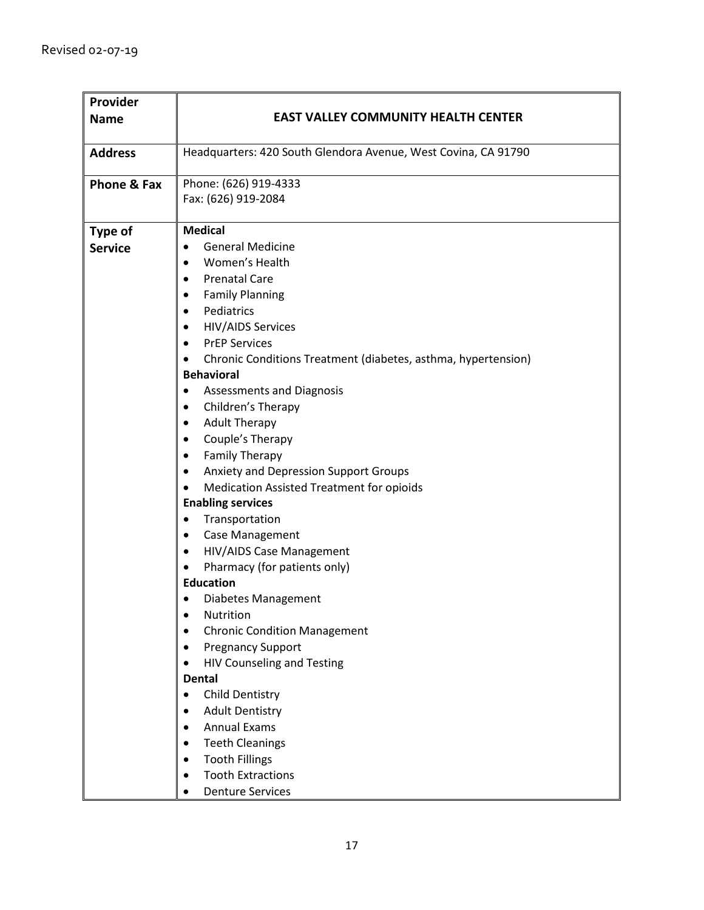Revised 02-07-19

| **Provider Name** | **EAST VALLEY COMMUNITY HEALTH CENTER** |
|---|---|
| **Address** | Headquarters: 420 South Glendora Avenue, West Covina, CA 91790 |
| **Phone & Fax** | Phone: (626) 919-4333<br>Fax: (626) 919-2084 |
| **Type of Service** | **Medical**<br>• General Medicine<br>• Women's Health<br>• Prenatal Care<br>• Family Planning<br>• Pediatrics<br>• HIV/AIDS Services<br>• PrEP Services<br>• Chronic Conditions Treatment (diabetes, asthma, hypertension)<br>**Behavioral**<br>• Assessments and Diagnosis<br>• Children's Therapy<br>• Adult Therapy<br>• Couple's Therapy<br>• Family Therapy<br>• Anxiety and Depression Support Groups<br>• Medication Assisted Treatment for opioids<br>**Enabling services**<br>• Transportation<br>• Case Management<br>• HIV/AIDS Case Management<br>• Pharmacy (for patients only)<br>**Education**<br>• Diabetes Management<br>• Nutrition<br>• Chronic Condition Management<br>• Pregnancy Support<br>• HIV Counseling and Testing<br>**Dental**<br>• Child Dentistry<br>• Adult Dentistry<br>• Annual Exams<br>• Teeth Cleanings<br>• Tooth Fillings<br>• Tooth Extractions<br>• Denture Services |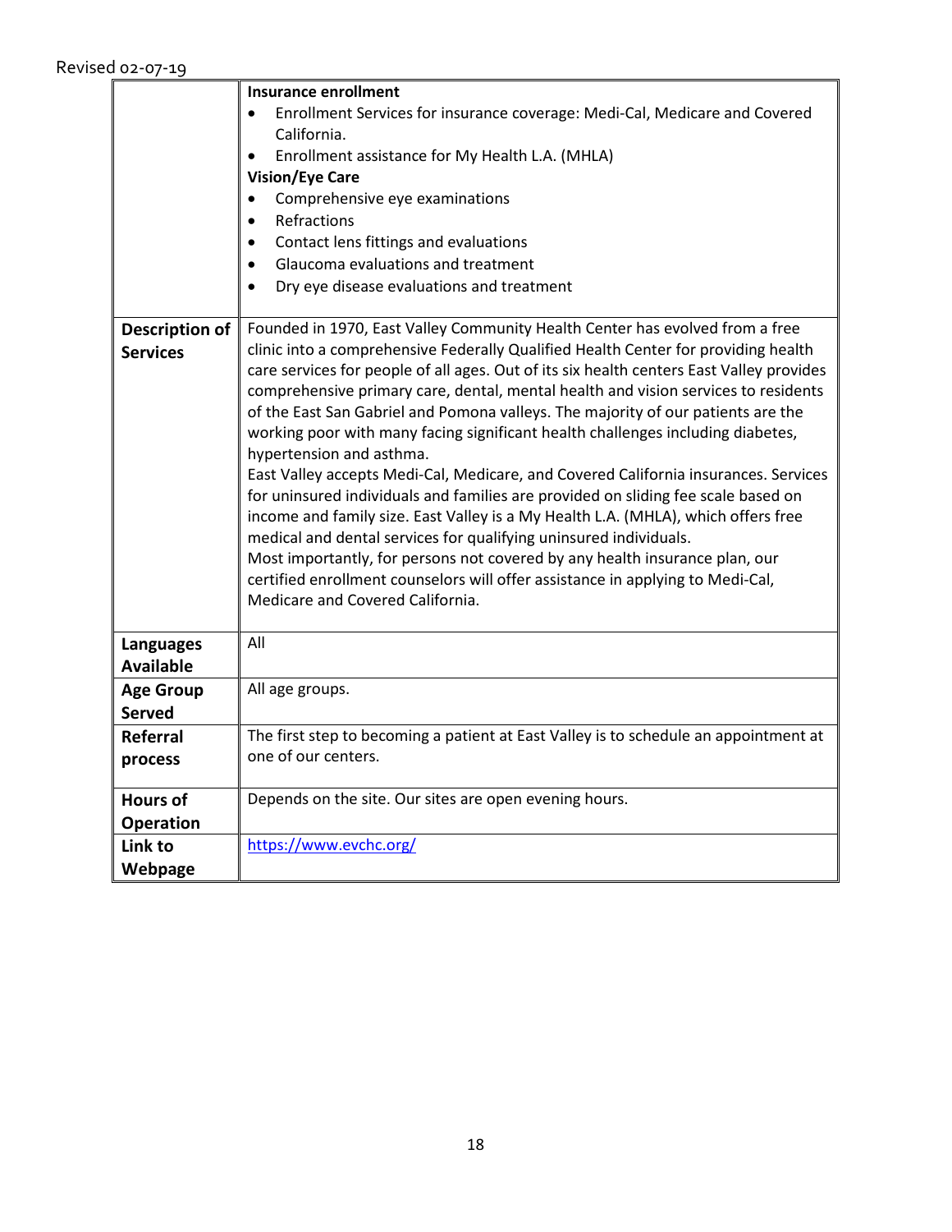Revised 02-07-19

| | |
|---|---|
| | **Insurance enrollment**<br>• Enrollment Services for insurance coverage: Medi-Cal, Medicare and Covered California.<br>• Enrollment assistance for My Health L.A. (MHLA)<br>**Vision/Eye Care**<br>• Comprehensive eye examinations<br>• Refractions<br>• Contact lens fittings and evaluations<br>• Glaucoma evaluations and treatment<br>• Dry eye disease evaluations and treatment |
| **Description of Services** | Founded in 1970, East Valley Community Health Center has evolved from a free clinic into a comprehensive Federally Qualified Health Center for providing health care services for people of all ages. Out of its six health centers East Valley provides comprehensive primary care, dental, mental health and vision services to residents of the East San Gabriel and Pomona valleys. The majority of our patients are the working poor with many facing significant health challenges including diabetes, hypertension and asthma.<br>East Valley accepts Medi-Cal, Medicare, and Covered California insurances. Services for uninsured individuals and families are provided on sliding fee scale based on income and family size. East Valley is a My Health L.A. (MHLA), which offers free medical and dental services for qualifying uninsured individuals.<br>Most importantly, for persons not covered by any health insurance plan, our certified enrollment counselors will offer assistance in applying to Medi-Cal, Medicare and Covered California. |
| **Languages Available** | All |
| **Age Group Served** | All age groups. |
| **Referral process** | The first step to becoming a patient at East Valley is to schedule an appointment at one of our centers. |
| **Hours of Operation** | Depends on the site. Our sites are open evening hours. |
| **Link to Webpage** | https://www.evchc.org/ |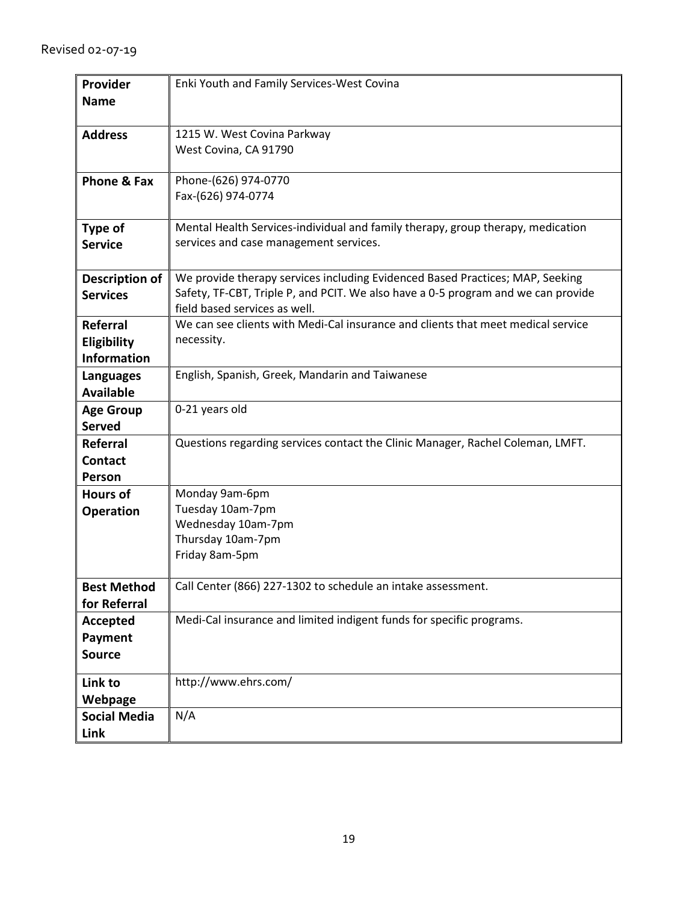Revised 02-07-19

| **Provider Name** | Enki Youth and Family Services-West Covina |
|---|---|
| **Address** | 1215 W. West Covina Parkway<br>West Covina, CA 91790 |
| **Phone & Fax** | Phone-(626) 974-0770<br>Fax-(626) 974-0774 |
| **Type of Service** | Mental Health Services-individual and family therapy, group therapy, medication services and case management services. |
| **Description of Services** | We provide therapy services including Evidenced Based Practices; MAP, Seeking Safety, TF-CBT, Triple P, and PCIT. We also have a 0-5 program and we can provide field based services as well. |
| **Referral Eligibility Information** | We can see clients with Medi-Cal insurance and clients that meet medical service necessity. |
| **Languages Available** | English, Spanish, Greek, Mandarin and Taiwanese |
| **Age Group Served** | 0-21 years old |
| **Referral Contact Person** | Questions regarding services contact the Clinic Manager, Rachel Coleman, LMFT. |
| **Hours of Operation** | Monday 9am-6pm<br>Tuesday 10am-7pm<br>Wednesday 10am-7pm<br>Thursday 10am-7pm<br>Friday 8am-5pm |
| **Best Method for Referral** | Call Center (866) 227-1302 to schedule an intake assessment. |
| **Accepted Payment Source** | Medi-Cal insurance and limited indigent funds for specific programs. |
| **Link to Webpage** | http://www.ehrs.com/ |
| **Social Media Link** | N/A |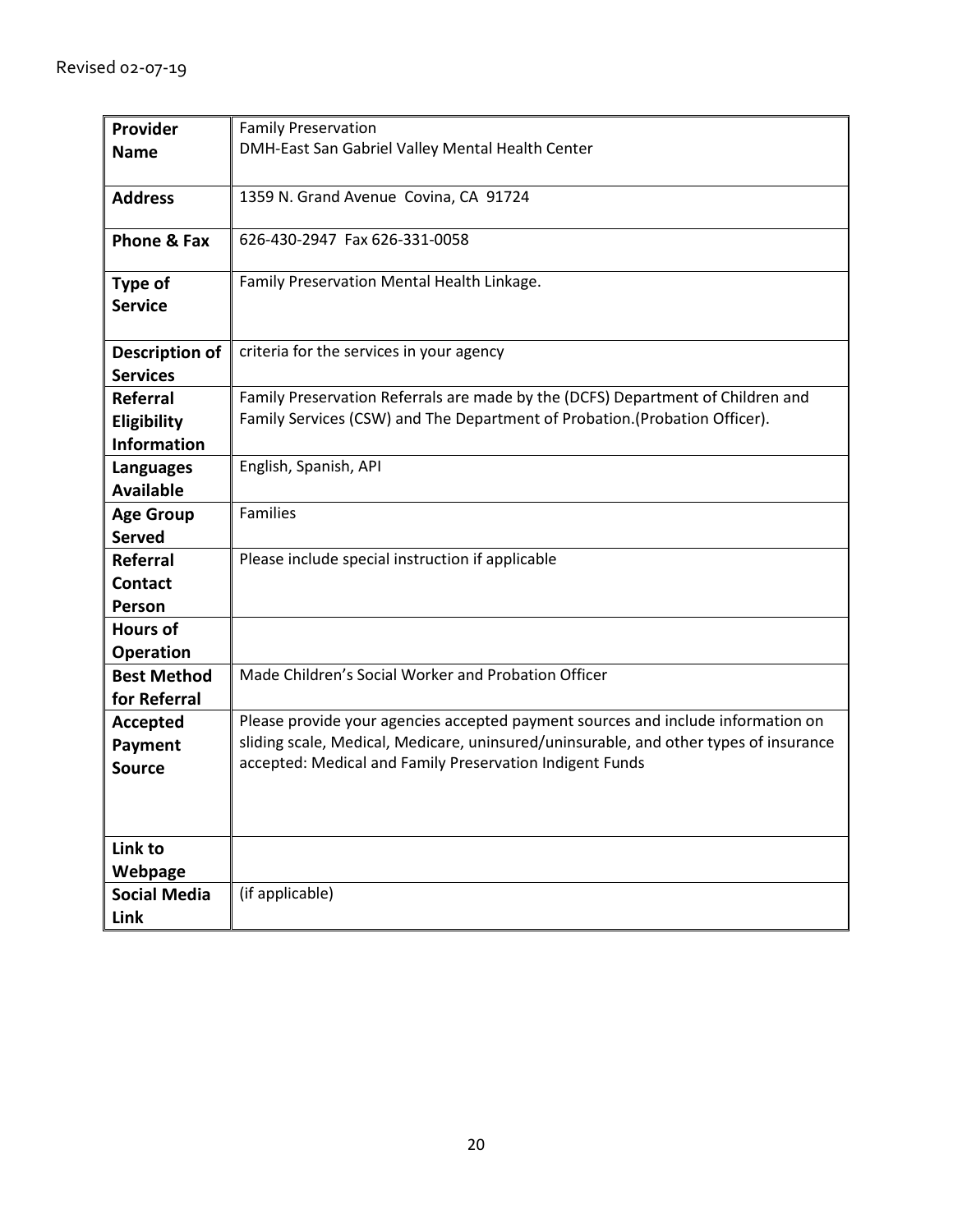Revised 02-07-19

| **Provider Name** | Family Preservation<br>DMH-East San Gabriel Valley Mental Health Center |
|---|---|
| **Address** | 1359 N. Grand Avenue Covina, CA 91724 |
| **Phone & Fax** | 626-430-2947 Fax 626-331-0058 |
| **Type of Service** | Family Preservation Mental Health Linkage. |
| **Description of Services** | criteria for the services in your agency |
| **Referral Eligibility Information** | Family Preservation Referrals are made by the (DCFS) Department of Children and Family Services (CSW) and The Department of Probation.(Probation Officer). |
| **Languages Available** | English, Spanish, API |
| **Age Group Served** | Families |
| **Referral Contact Person** | Please include special instruction if applicable |
| **Hours of Operation** | |
| **Best Method for Referral** | Made Children's Social Worker and Probation Officer |
| **Accepted Payment Source** | Please provide your agencies accepted payment sources and include information on sliding scale, Medical, Medicare, uninsured/uninsurable, and other types of insurance accepted: Medical and Family Preservation Indigent Funds |
| **Link to Webpage** | |
| **Social Media Link** | (if applicable) |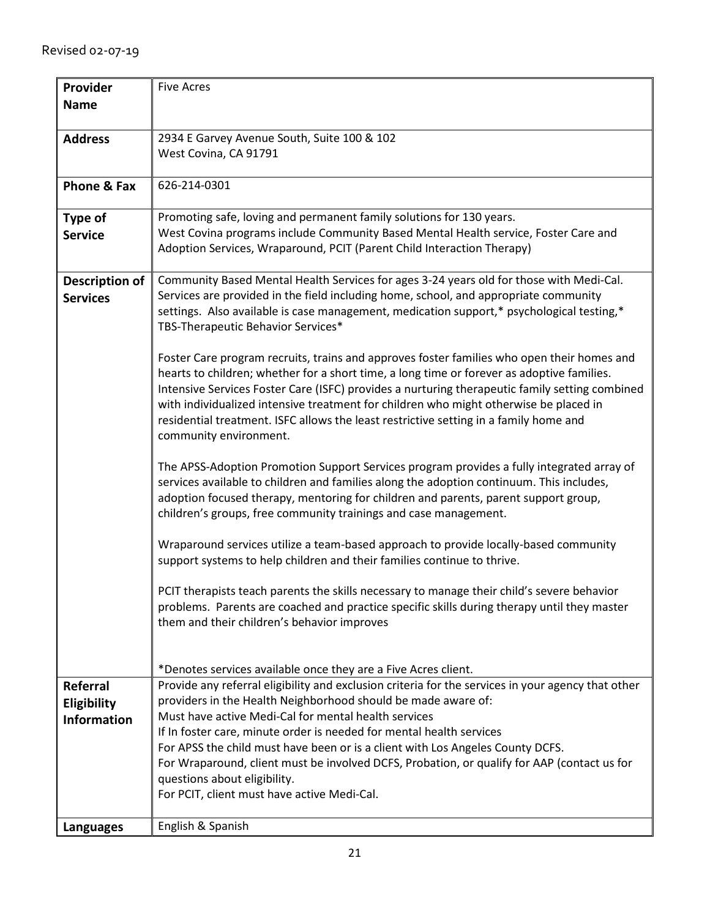Revised 02-07-19

| **Provider Name** | Five Acres |
|---|---|
| **Address** | 2934 E Garvey Avenue South, Suite 100 & 102<br>West Covina, CA 91791 |
| **Phone & Fax** | 626-214-0301 |
| **Type of Service** | Promoting safe, loving and permanent family solutions for 130 years.<br>West Covina programs include Community Based Mental Health service, Foster Care and Adoption Services, Wraparound, PCIT (Parent Child Interaction Therapy) |
| **Description of Services** | Community Based Mental Health Services for ages 3-24 years old for those with Medi-Cal. Services are provided in the field including home, school, and appropriate community settings. Also available is case management, medication support,* psychological testing,* TBS-Therapeutic Behavior Services*<br><br>Foster Care program recruits, trains and approves foster families who open their homes and hearts to children; whether for a short time, a long time or forever as adoptive families. Intensive Services Foster Care (ISFC) provides a nurturing therapeutic family setting combined with individualized intensive treatment for children who might otherwise be placed in residential treatment. ISFC allows the least restrictive setting in a family home and community environment.<br><br>The APSS-Adoption Promotion Support Services program provides a fully integrated array of services available to children and families along the adoption continuum. This includes, adoption focused therapy, mentoring for children and parents, parent support group, children's groups, free community trainings and case management.<br><br>Wraparound services utilize a team-based approach to provide locally-based community support systems to help children and their families continue to thrive.<br><br>PCIT therapists teach parents the skills necessary to manage their child's severe behavior problems. Parents are coached and practice specific skills during therapy until they master them and their children's behavior improves<br><br>*Denotes services available once they are a Five Acres client. |
| **Referral Eligibility Information** | Provide any referral eligibility and exclusion criteria for the services in your agency that other providers in the Health Neighborhood should be made aware of:<br>Must have active Medi-Cal for mental health services<br>If In foster care, minute order is needed for mental health services<br>For APSS the child must have been or is a client with Los Angeles County DCFS.<br>For Wraparound, client must be involved DCFS, Probation, or qualify for AAP (contact us for questions about eligibility.<br>For PCIT, client must have active Medi-Cal. |
| **Languages** | English & Spanish |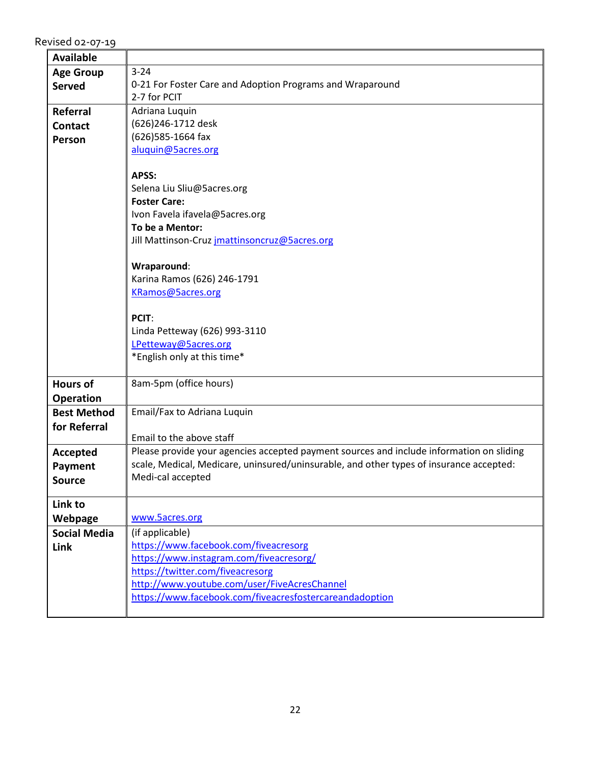Revised 02-07-19

| **Available** | |
|---|---|
| **Age Group Served** | 3-24<br>0-21 For Foster Care and Adoption Programs and Wraparound<br>2-7 for PCIT |
| **Referral Contact Person** | Adriana Luquin<br>(626)246-1712 desk<br>(626)585-1664 fax<br>aluquin@5acres.org<br><br>**APSS:**<br>Selena Liu Sliu@5acres.org<br>**Foster Care:**<br>Ivon Favela ifavela@5acres.org<br>**To be a Mentor:**<br>Jill Mattinson-Cruz jmattinsoncruz@5acres.org<br><br>**Wraparound**:<br>Karina Ramos (626) 246-1791<br>KRamos@5acres.org<br><br>**PCIT**:<br>Linda Petteway (626) 993-3110<br>LPetteway@5acres.org<br>*English only at this time* |
| **Hours of Operation** | 8am-5pm (office hours) |
| **Best Method for Referral** | Email/Fax to Adriana Luquin<br><br>Email to the above staff |
| **Accepted Payment Source** | Please provide your agencies accepted payment sources and include information on sliding scale, Medical, Medicare, uninsured/uninsurable, and other types of insurance accepted:<br>Medi-cal accepted |
| **Link to Webpage** | www.5acres.org |
| **Social Media Link** | (if applicable)<br>https://www.facebook.com/fiveacresorg<br>https://www.instagram.com/fiveacresorg/<br>https://twitter.com/fiveacresorg<br>http://www.youtube.com/user/FiveAcresChannel<br>https://www.facebook.com/fiveacresfostercareandadoption |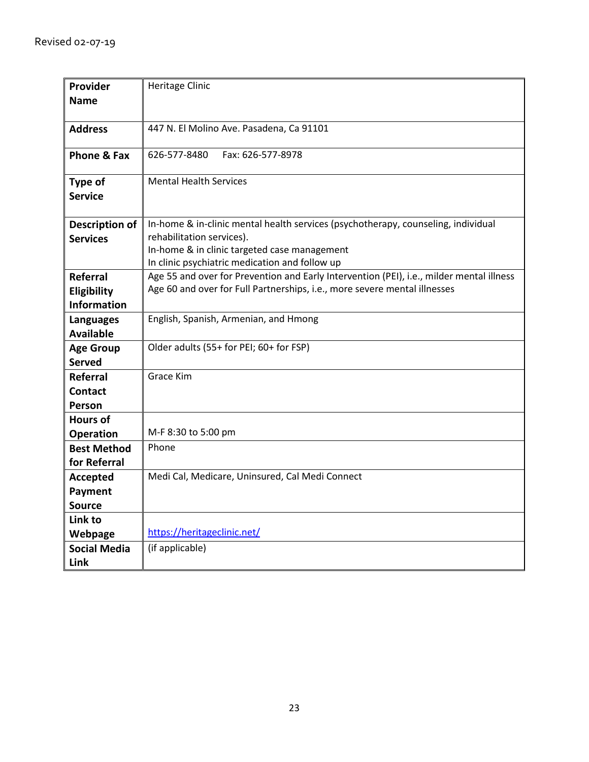Revised 02-07-19

| **Provider Name** | Heritage Clinic |
|---|---|
| **Address** | 447 N. El Molino Ave. Pasadena, Ca 91101 |
| **Phone & Fax** | 626-577-8480 Fax: 626-577-8978 |
| **Type of Service** | Mental Health Services |
| **Description of Services** | In-home & in-clinic mental health services (psychotherapy, counseling, individual rehabilitation services).<br>In-home & in clinic targeted case management<br>In clinic psychiatric medication and follow up |
| **Referral Eligibility Information** | Age 55 and over for Prevention and Early Intervention (PEI), i.e., milder mental illness<br>Age 60 and over for Full Partnerships, i.e., more severe mental illnesses |
| **Languages Available** | English, Spanish, Armenian, and Hmong |
| **Age Group Served** | Older adults (55+ for PEI; 60+ for FSP) |
| **Referral Contact Person** | Grace Kim |
| **Hours of Operation** | M-F 8:30 to 5:00 pm |
| **Best Method for Referral** | Phone |
| **Accepted Payment Source** | Medi Cal, Medicare, Uninsured, Cal Medi Connect |
| **Link to Webpage** | https://heritageclinic.net/ |
| **Social Media Link** | (if applicable) |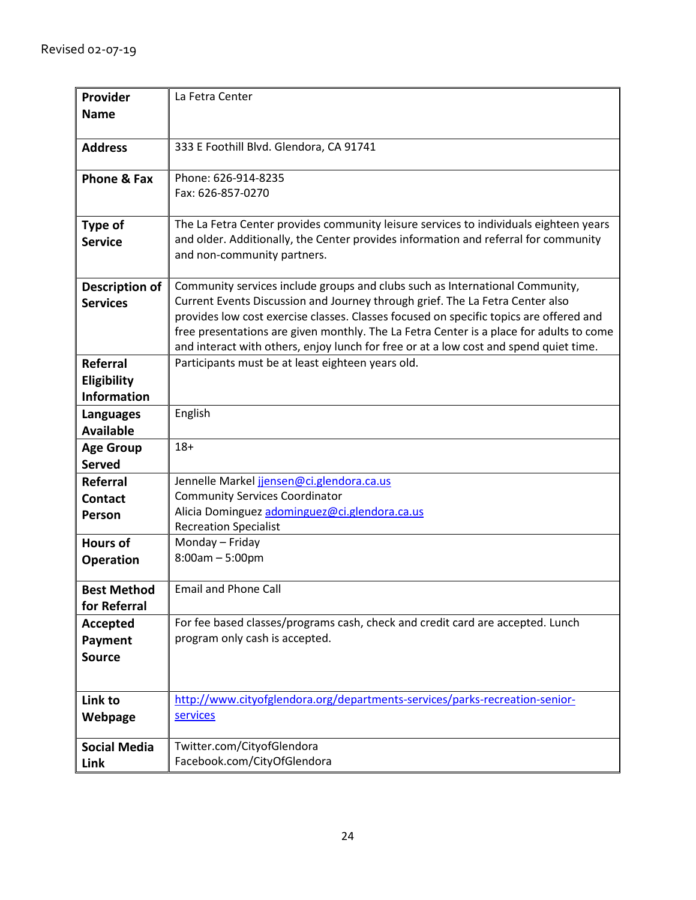Revised 02-07-19

| **Provider Name** | La Fetra Center |
| --- | --- |
| **Address** | 333 E Foothill Blvd. Glendora, CA 91741 |
| **Phone & Fax** | Phone: 626-914-8235<br>Fax: 626-857-0270 |
| **Type of Service** | The La Fetra Center provides community leisure services to individuals eighteen years and older. Additionally, the Center provides information and referral for community and non-community partners. |
| **Description of Services** | Community services include groups and clubs such as International Community, Current Events Discussion and Journey through grief. The La Fetra Center also provides low cost exercise classes. Classes focused on specific topics are offered and free presentations are given monthly. The La Fetra Center is a place for adults to come and interact with others, enjoy lunch for free or at a low cost and spend quiet time. |
| **Referral Eligibility Information** | Participants must be at least eighteen years old. |
| **Languages Available** | English |
| **Age Group Served** | 18+ |
| **Referral Contact Person** | Jennelle Markel jjensen@ci.glendora.ca.us<br>Community Services Coordinator<br>Alicia Dominguez adominguez@ci.glendora.ca.us<br>Recreation Specialist |
| **Hours of Operation** | Monday – Friday<br>8:00am – 5:00pm |
| **Best Method for Referral** | Email and Phone Call |
| **Accepted Payment Source** | For fee based classes/programs cash, check and credit card are accepted. Lunch program only cash is accepted. |
| **Link to Webpage** | http://www.cityofglendora.org/departments-services/parks-recreation-senior-services |
| **Social Media Link** | Twitter.com/CityofGlendora<br>Facebook.com/CityOfGlendora |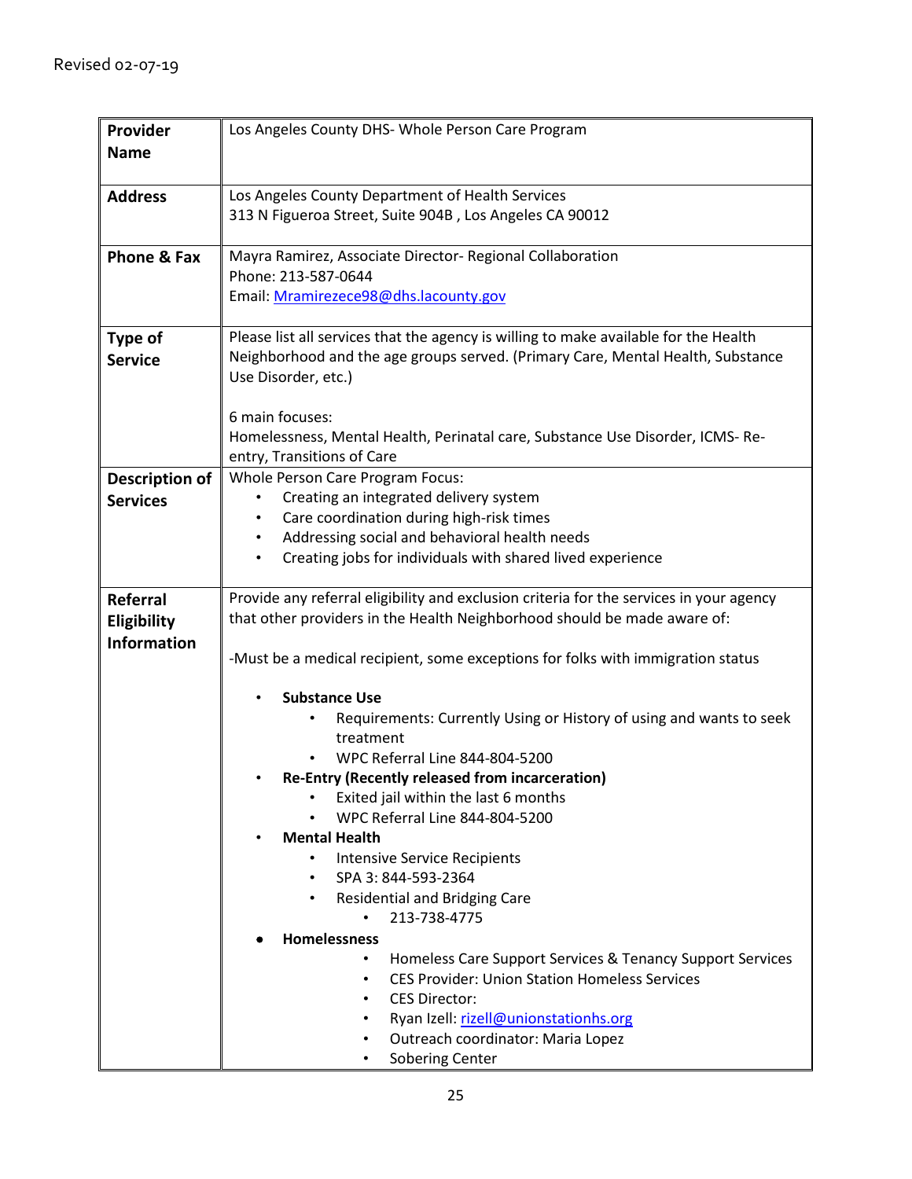Revised 02-07-19

| **Provider Name** | Los Angeles County DHS- Whole Person Care Program |
|---|---|
| **Address** | Los Angeles County Department of Health Services<br>313 N Figueroa Street, Suite 904B , Los Angeles CA 90012 |
| **Phone & Fax** | Mayra Ramirez, Associate Director- Regional Collaboration<br>Phone: 213-587-0644<br>Email: Mramirezece98@dhs.lacounty.gov |
| **Type of Service** | Please list all services that the agency is willing to make available for the Health Neighborhood and the age groups served. (Primary Care, Mental Health, Substance Use Disorder, etc.)<br><br>6 main focuses:<br>Homelessness, Mental Health, Perinatal care, Substance Use Disorder, ICMS- Re-entry, Transitions of Care |
| **Description of Services** | Whole Person Care Program Focus:<br>• Creating an integrated delivery system<br>• Care coordination during high-risk times<br>• Addressing social and behavioral health needs<br>• Creating jobs for individuals with shared lived experience |
| **Referral Eligibility Information** | Provide any referral eligibility and exclusion criteria for the services in your agency that other providers in the Health Neighborhood should be made aware of:<br><br>-Must be a medical recipient, some exceptions for folks with immigration status<br><br>• **Substance Use**<br>&nbsp;&nbsp;&nbsp;&nbsp;• Requirements: Currently Using or History of using and wants to seek treatment<br>&nbsp;&nbsp;&nbsp;&nbsp;• WPC Referral Line 844-804-5200<br>• **Re-Entry (Recently released from incarceration)**<br>&nbsp;&nbsp;&nbsp;&nbsp;• Exited jail within the last 6 months<br>&nbsp;&nbsp;&nbsp;&nbsp;• WPC Referral Line 844-804-5200<br>• **Mental Health**<br>&nbsp;&nbsp;&nbsp;&nbsp;• Intensive Service Recipients<br>&nbsp;&nbsp;&nbsp;&nbsp;• SPA 3: 844-593-2364<br>&nbsp;&nbsp;&nbsp;&nbsp;• Residential and Bridging Care<br>&nbsp;&nbsp;&nbsp;&nbsp;&nbsp;&nbsp;&nbsp;&nbsp;• 213-738-4775<br>• **Homelessness**<br>&nbsp;&nbsp;&nbsp;&nbsp;&nbsp;&nbsp;&nbsp;&nbsp;• Homeless Care Support Services & Tenancy Support Services<br>&nbsp;&nbsp;&nbsp;&nbsp;&nbsp;&nbsp;&nbsp;&nbsp;• CES Provider: Union Station Homeless Services<br>&nbsp;&nbsp;&nbsp;&nbsp;&nbsp;&nbsp;&nbsp;&nbsp;• CES Director:<br>&nbsp;&nbsp;&nbsp;&nbsp;&nbsp;&nbsp;&nbsp;&nbsp;• Ryan Izell: rizell@unionstationhs.org<br>&nbsp;&nbsp;&nbsp;&nbsp;&nbsp;&nbsp;&nbsp;&nbsp;• Outreach coordinator: Maria Lopez<br>&nbsp;&nbsp;&nbsp;&nbsp;&nbsp;&nbsp;&nbsp;&nbsp;• Sobering Center |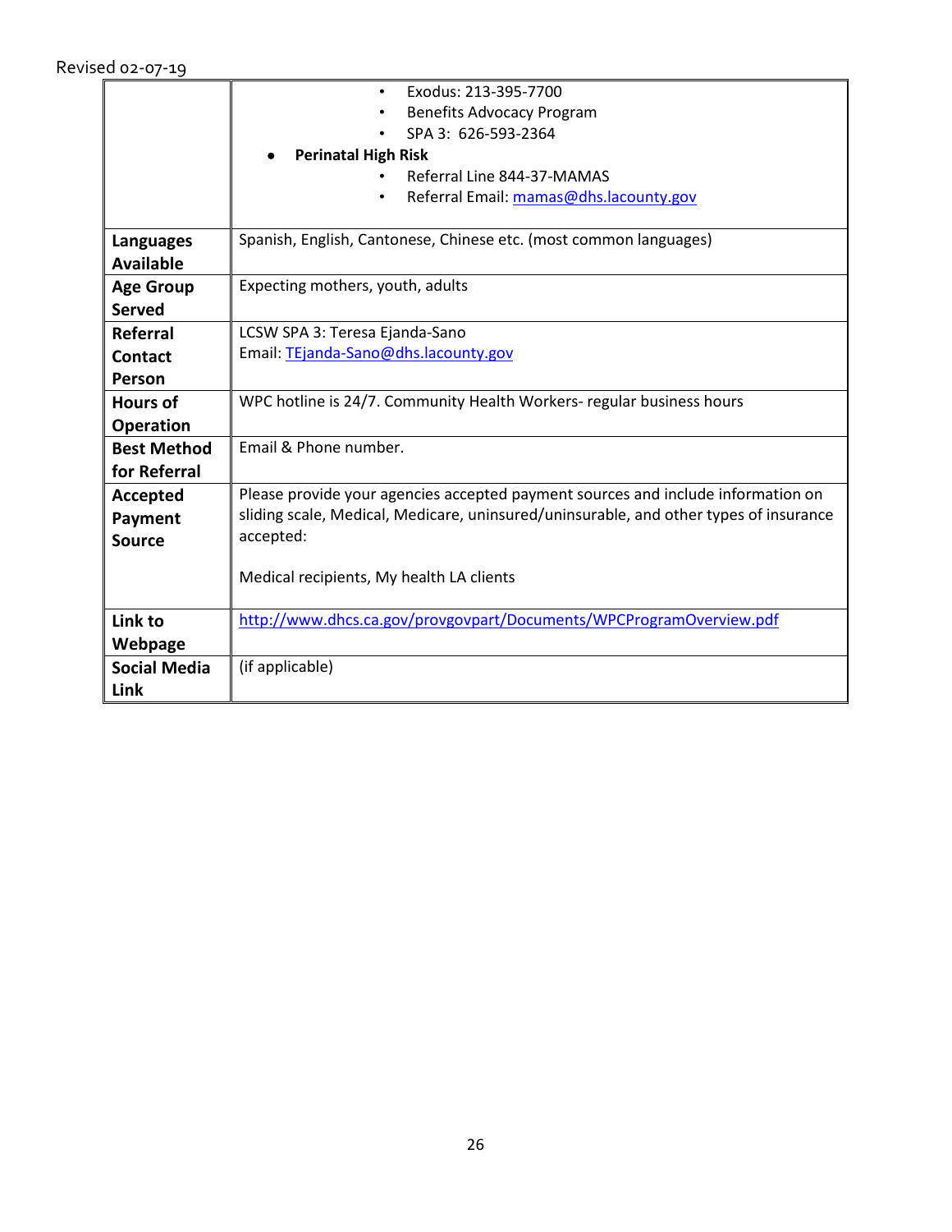Revised 02-07-19

| | |
|---|---|
| | • Exodus: 213-395-7700<br>• Benefits Advocacy Program<br>• SPA 3: 626-593-2364<br>● **Perinatal High Risk**<br>• Referral Line 844-37-MAMAS<br>• Referral Email: mamas@dhs.lacounty.gov |
| **Languages Available** | Spanish, English, Cantonese, Chinese etc. (most common languages) |
| **Age Group Served** | Expecting mothers, youth, adults |
| **Referral Contact Person** | LCSW SPA 3: Teresa Ejanda-Sano<br>Email: TEjanda-Sano@dhs.lacounty.gov |
| **Hours of Operation** | WPC hotline is 24/7. Community Health Workers- regular business hours |
| **Best Method for Referral** | Email & Phone number. |
| **Accepted Payment Source** | Please provide your agencies accepted payment sources and include information on sliding scale, Medical, Medicare, uninsured/uninsurable, and other types of insurance accepted:<br><br>Medical recipients, My health LA clients |
| **Link to Webpage** | http://www.dhcs.ca.gov/provgovpart/Documents/WPCProgramOverview.pdf |
| **Social Media Link** | (if applicable) |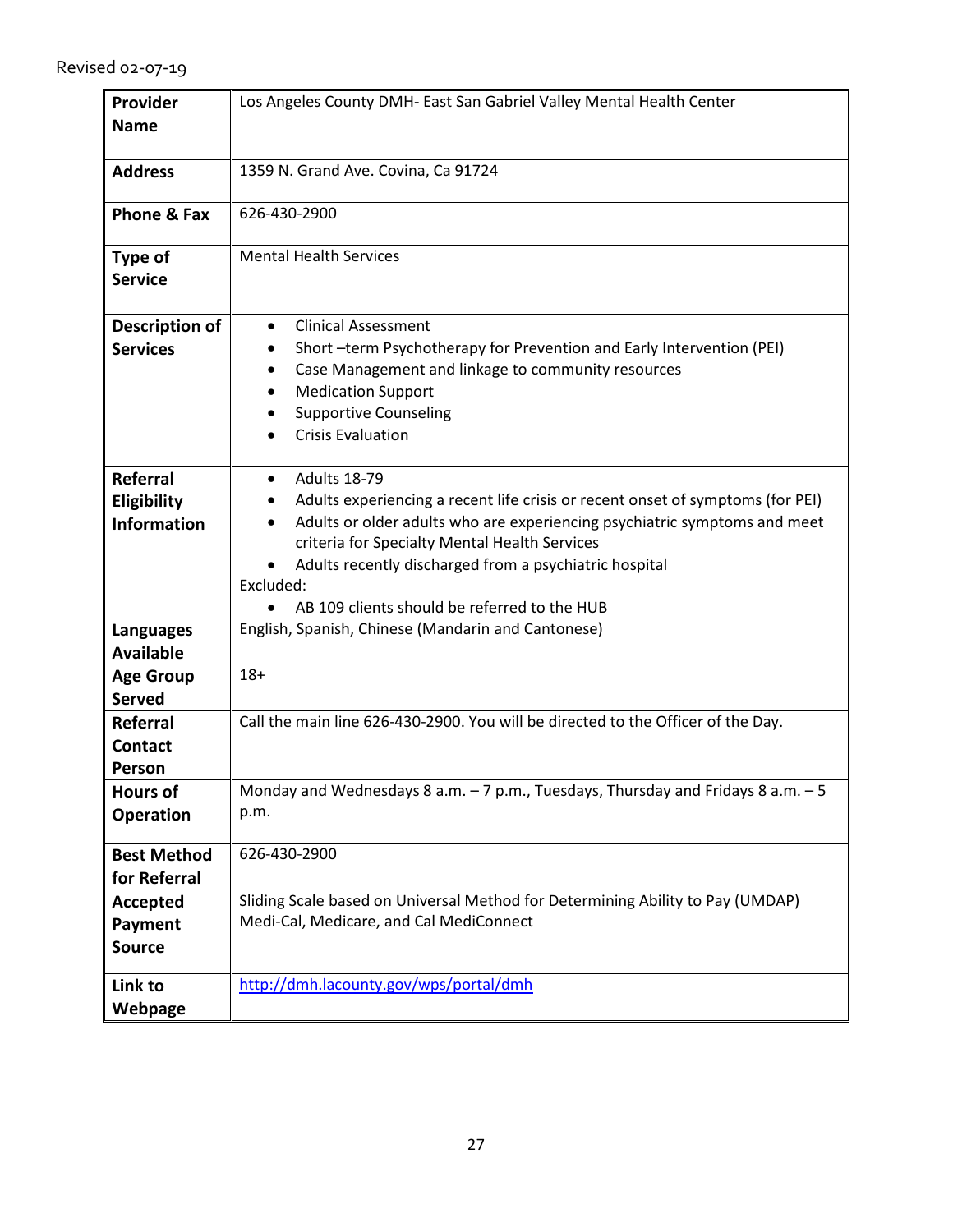Revised 02-07-19

| **Provider Name** | Los Angeles County DMH- East San Gabriel Valley Mental Health Center |
|---|---|
| **Address** | 1359 N. Grand Ave. Covina, Ca 91724 |
| **Phone & Fax** | 626-430-2900 |
| **Type of Service** | Mental Health Services |
| **Description of Services** | • Clinical Assessment<br>• Short –term Psychotherapy for Prevention and Early Intervention (PEI)<br>• Case Management and linkage to community resources<br>• Medication Support<br>• Supportive Counseling<br>• Crisis Evaluation |
| **Referral Eligibility Information** | • Adults 18-79<br>• Adults experiencing a recent life crisis or recent onset of symptoms (for PEI)<br>• Adults or older adults who are experiencing psychiatric symptoms and meet criteria for Specialty Mental Health Services<br>• Adults recently discharged from a psychiatric hospital<br>Excluded:<br>• AB 109 clients should be referred to the HUB |
| **Languages Available** | English, Spanish, Chinese (Mandarin and Cantonese) |
| **Age Group Served** | 18+ |
| **Referral Contact Person** | Call the main line 626-430-2900. You will be directed to the Officer of the Day. |
| **Hours of Operation** | Monday and Wednesdays 8 a.m. – 7 p.m., Tuesdays, Thursday and Fridays 8 a.m. – 5 p.m. |
| **Best Method for Referral** | 626-430-2900 |
| **Accepted Payment Source** | Sliding Scale based on Universal Method for Determining Ability to Pay (UMDAP)<br>Medi-Cal, Medicare, and Cal MediConnect |
| **Link to Webpage** | [http://dmh.lacounty.gov/wps/portal/dmh](http://dmh.lacounty.gov/wps/portal/dmh) |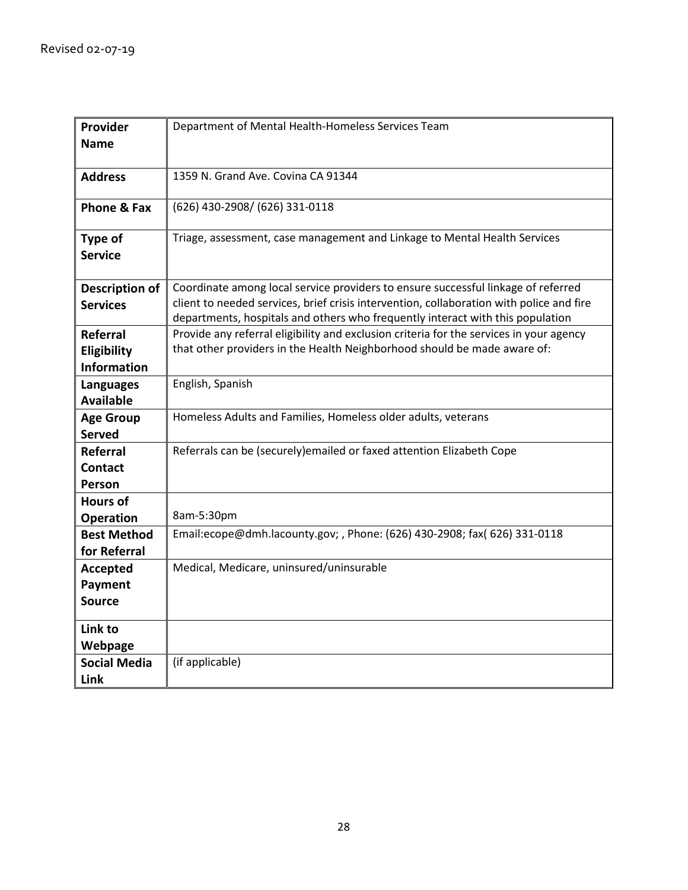Revised 02-07-19

| | |
|---|---|
| **Provider Name** | Department of Mental Health-Homeless Services Team |
| **Address** | 1359 N. Grand Ave. Covina CA 91344 |
| **Phone & Fax** | (626) 430-2908/ (626) 331-0118 |
| **Type of Service** | Triage, assessment, case management and Linkage to Mental Health Services |
| **Description of Services** | Coordinate among local service providers to ensure successful linkage of referred client to needed services, brief crisis intervention, collaboration with police and fire departments, hospitals and others who frequently interact with this population |
| **Referral Eligibility Information** | Provide any referral eligibility and exclusion criteria for the services in your agency that other providers in the Health Neighborhood should be made aware of: |
| **Languages Available** | English, Spanish |
| **Age Group Served** | Homeless Adults and Families, Homeless older adults, veterans |
| **Referral Contact Person** | Referrals can be (securely)emailed or faxed attention Elizabeth Cope |
| **Hours of Operation** | 8am-5:30pm |
| **Best Method for Referral** | Email:ecope@dmh.lacounty.gov; , Phone: (626) 430-2908; fax( 626) 331-0118 |
| **Accepted Payment Source** | Medical, Medicare, uninsured/uninsurable |
| **Link to Webpage** | |
| **Social Media Link** | (if applicable) |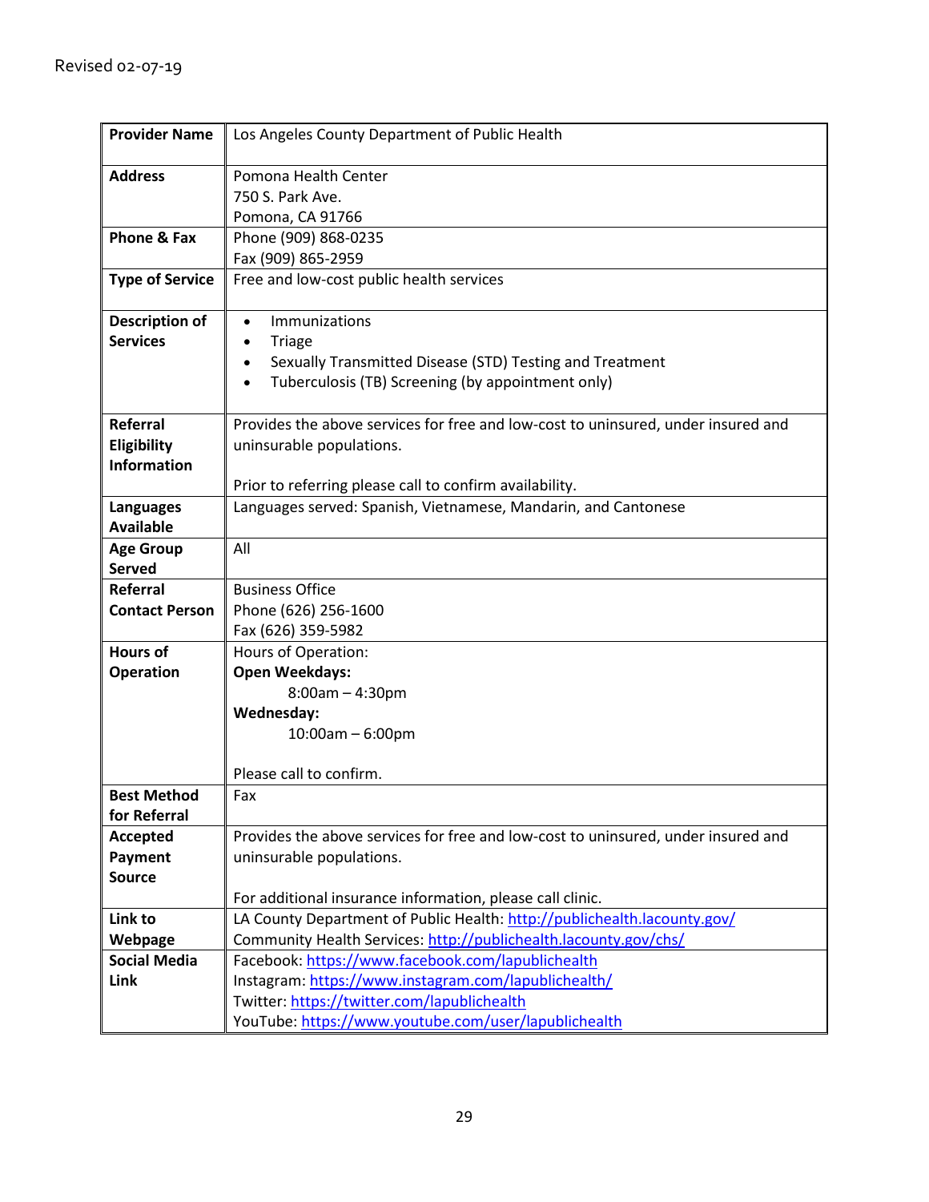Revised 02-07-19

| **Provider Name** | Los Angeles County Department of Public Health |
|---|---|
| **Address** | Pomona Health Center<br>750 S. Park Ave.<br>Pomona, CA 91766 |
| **Phone & Fax** | Phone (909) 868-0235<br>Fax (909) 865-2959 |
| **Type of Service** | Free and low-cost public health services |
| **Description of Services** | • Immunizations<br>• Triage<br>• Sexually Transmitted Disease (STD) Testing and Treatment<br>• Tuberculosis (TB) Screening (by appointment only) |
| **Referral Eligibility Information** | Provides the above services for free and low-cost to uninsured, under insured and uninsurable populations.<br><br>Prior to referring please call to confirm availability. |
| **Languages Available** | Languages served: Spanish, Vietnamese, Mandarin, and Cantonese |
| **Age Group Served** | All |
| **Referral Contact Person** | Business Office<br>Phone (626) 256-1600<br>Fax (626) 359-5982 |
| **Hours of Operation** | Hours of Operation:<br>**Open Weekdays:**<br>8:00am – 4:30pm<br>**Wednesday:**<br>10:00am – 6:00pm<br><br>Please call to confirm. |
| **Best Method for Referral** | Fax |
| **Accepted Payment Source** | Provides the above services for free and low-cost to uninsured, under insured and uninsurable populations.<br><br>For additional insurance information, please call clinic. |
| **Link to Webpage** | LA County Department of Public Health: http://publichealth.lacounty.gov/<br>Community Health Services: http://publichealth.lacounty.gov/chs/ |
| **Social Media Link** | Facebook: https://www.facebook.com/lapublichealth<br>Instagram: https://www.instagram.com/lapublichealth/<br>Twitter: https://twitter.com/lapublichealth<br>YouTube: https://www.youtube.com/user/lapublichealth |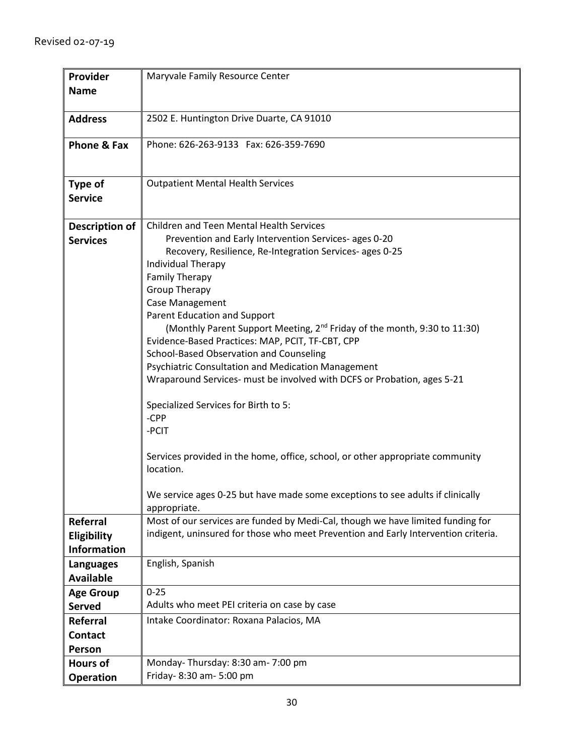Revised 02-07-19

| Provider Name | Maryvale Family Resource Center |
|---|---|
| Address | 2502 E. Huntington Drive Duarte, CA 91010 |
| Phone & Fax | Phone: 626-263-9133 Fax: 626-359-7690 |
| Type of Service | Outpatient Mental Health Services |
| Description of Services | Children and Teen Mental Health Services<br>Prevention and Early Intervention Services- ages 0-20<br>Recovery, Resilience, Re-Integration Services- ages 0-25<br>Individual Therapy<br>Family Therapy<br>Group Therapy<br>Case Management<br>Parent Education and Support<br>(Monthly Parent Support Meeting, 2nd Friday of the month, 9:30 to 11:30)<br>Evidence-Based Practices: MAP, PCIT, TF-CBT, CPP<br>School-Based Observation and Counseling<br>Psychiatric Consultation and Medication Management<br>Wraparound Services- must be involved with DCFS or Probation, ages 5-21<br><br>Specialized Services for Birth to 5:<br>-CPP<br>-PCIT<br><br>Services provided in the home, office, school, or other appropriate community location.<br><br>We service ages 0-25 but have made some exceptions to see adults if clinically appropriate. |
| Referral Eligibility Information | Most of our services are funded by Medi-Cal, though we have limited funding for indigent, uninsured for those who meet Prevention and Early Intervention criteria. |
| Languages Available | English, Spanish |
| Age Group Served | 0-25<br>Adults who meet PEI criteria on case by case |
| Referral Contact Person | Intake Coordinator: Roxana Palacios, MA |
| Hours of Operation | Monday- Thursday: 8:30 am- 7:00 pm<br>Friday- 8:30 am- 5:00 pm |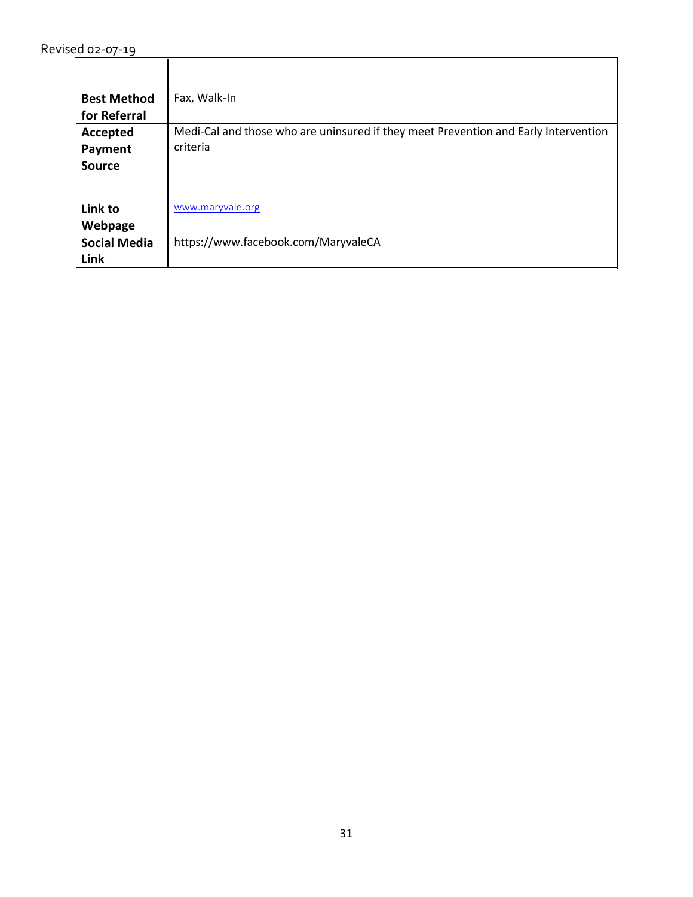Revised 02-07-19

| | |
|---|---|
| **Best Method for Referral** | Fax, Walk-In |
| **Accepted Payment Source** | Medi-Cal and those who are uninsured if they meet Prevention and Early Intervention criteria |
| **Link to Webpage** | www.maryvale.org |
| **Social Media Link** | https://www.facebook.com/MaryvaleCA |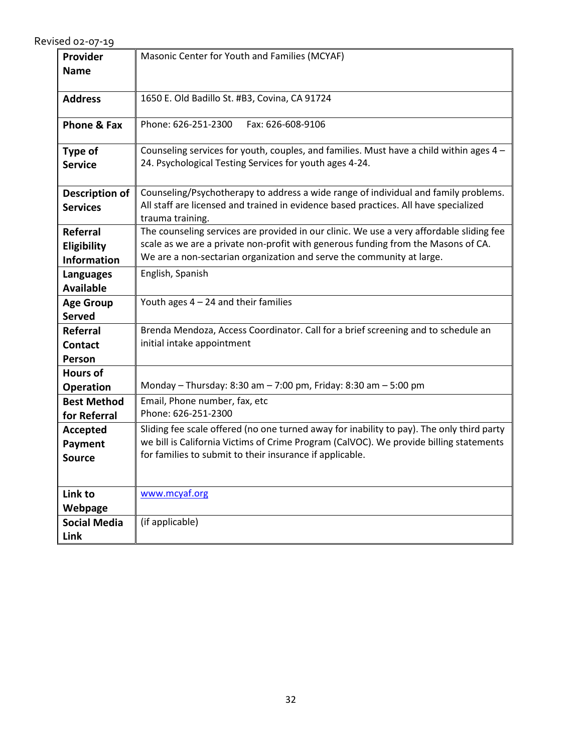Revised 02-07-19

| **Provider Name** | Masonic Center for Youth and Families (MCYAF) |
|---|---|
| **Address** | 1650 E. Old Badillo St. #B3, Covina, CA 91724 |
| **Phone & Fax** | Phone: 626-251-2300 Fax: 626-608-9106 |
| **Type of Service** | Counseling services for youth, couples, and families. Must have a child within ages 4 – 24. Psychological Testing Services for youth ages 4-24. |
| **Description of Services** | Counseling/Psychotherapy to address a wide range of individual and family problems. All staff are licensed and trained in evidence based practices. All have specialized trauma training. |
| **Referral Eligibility Information** | The counseling services are provided in our clinic. We use a very affordable sliding fee scale as we are a private non-profit with generous funding from the Masons of CA. We are a non-sectarian organization and serve the community at large. |
| **Languages Available** | English, Spanish |
| **Age Group Served** | Youth ages 4 – 24 and their families |
| **Referral Contact Person** | Brenda Mendoza, Access Coordinator. Call for a brief screening and to schedule an initial intake appointment |
| **Hours of Operation** | Monday – Thursday: 8:30 am – 7:00 pm, Friday: 8:30 am – 5:00 pm |
| **Best Method for Referral** | Email, Phone number, fax, etc<br>Phone: 626-251-2300 |
| **Accepted Payment Source** | Sliding fee scale offered (no one turned away for inability to pay). The only third party we bill is California Victims of Crime Program (CalVOC). We provide billing statements for families to submit to their insurance if applicable. |
| **Link to Webpage** | www.mcyaf.org |
| **Social Media Link** | (if applicable) |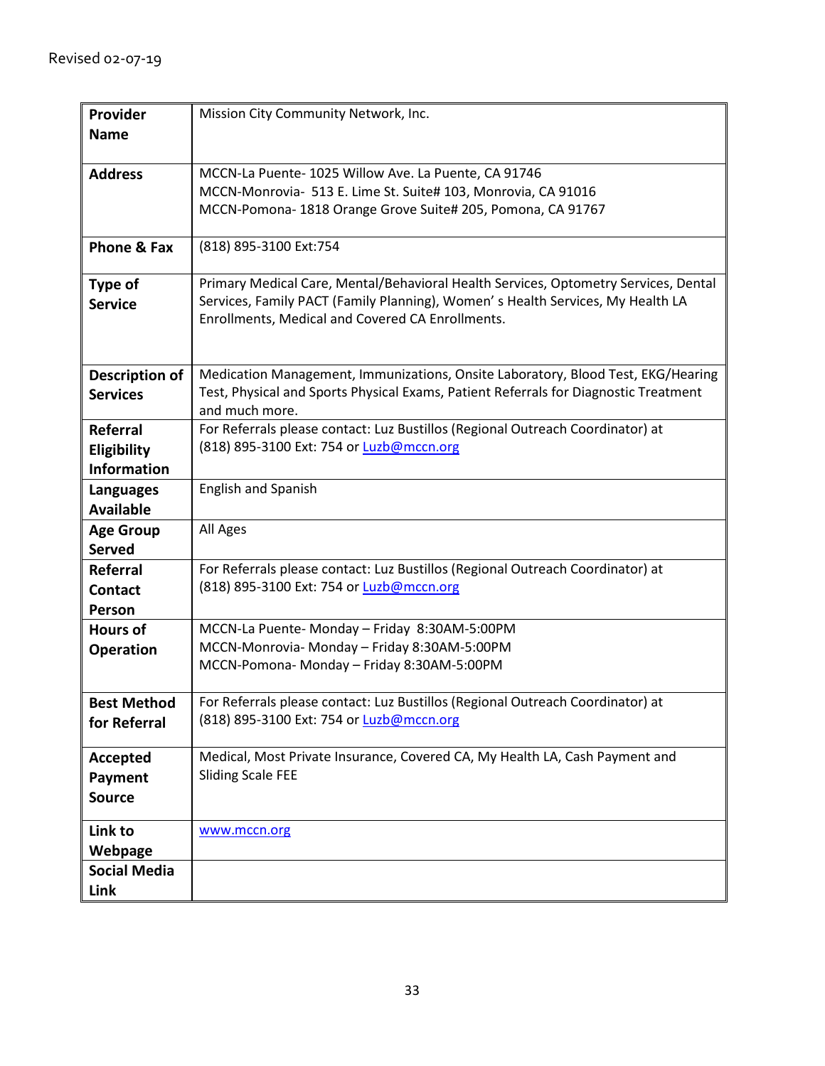Revised 02-07-19

| Provider Name | Mission City Community Network, Inc. |
|---|---|
| Address | MCCN-La Puente- 1025 Willow Ave. La Puente, CA 91746<br>MCCN-Monrovia- 513 E. Lime St. Suite# 103, Monrovia, CA 91016<br>MCCN-Pomona- 1818 Orange Grove Suite# 205, Pomona, CA 91767 |
| Phone & Fax | (818) 895-3100 Ext:754 |
| Type of Service | Primary Medical Care, Mental/Behavioral Health Services, Optometry Services, Dental Services, Family PACT (Family Planning), Women' s Health Services, My Health LA Enrollments, Medical and Covered CA Enrollments. |
| Description of Services | Medication Management, Immunizations, Onsite Laboratory, Blood Test, EKG/Hearing Test, Physical and Sports Physical Exams, Patient Referrals for Diagnostic Treatment and much more. |
| Referral Eligibility Information | For Referrals please contact: Luz Bustillos (Regional Outreach Coordinator) at (818) 895-3100 Ext: 754 or Luzb@mccn.org |
| Languages Available | English and Spanish |
| Age Group Served | All Ages |
| Referral Contact Person | For Referrals please contact: Luz Bustillos (Regional Outreach Coordinator) at (818) 895-3100 Ext: 754 or Luzb@mccn.org |
| Hours of Operation | MCCN-La Puente- Monday – Friday 8:30AM-5:00PM<br>MCCN-Monrovia- Monday – Friday 8:30AM-5:00PM<br>MCCN-Pomona- Monday – Friday 8:30AM-5:00PM |
| Best Method for Referral | For Referrals please contact: Luz Bustillos (Regional Outreach Coordinator) at (818) 895-3100 Ext: 754 or Luzb@mccn.org |
| Accepted Payment Source | Medical, Most Private Insurance, Covered CA, My Health LA, Cash Payment and Sliding Scale FEE |
| Link to Webpage | www.mccn.org |
| Social Media Link | |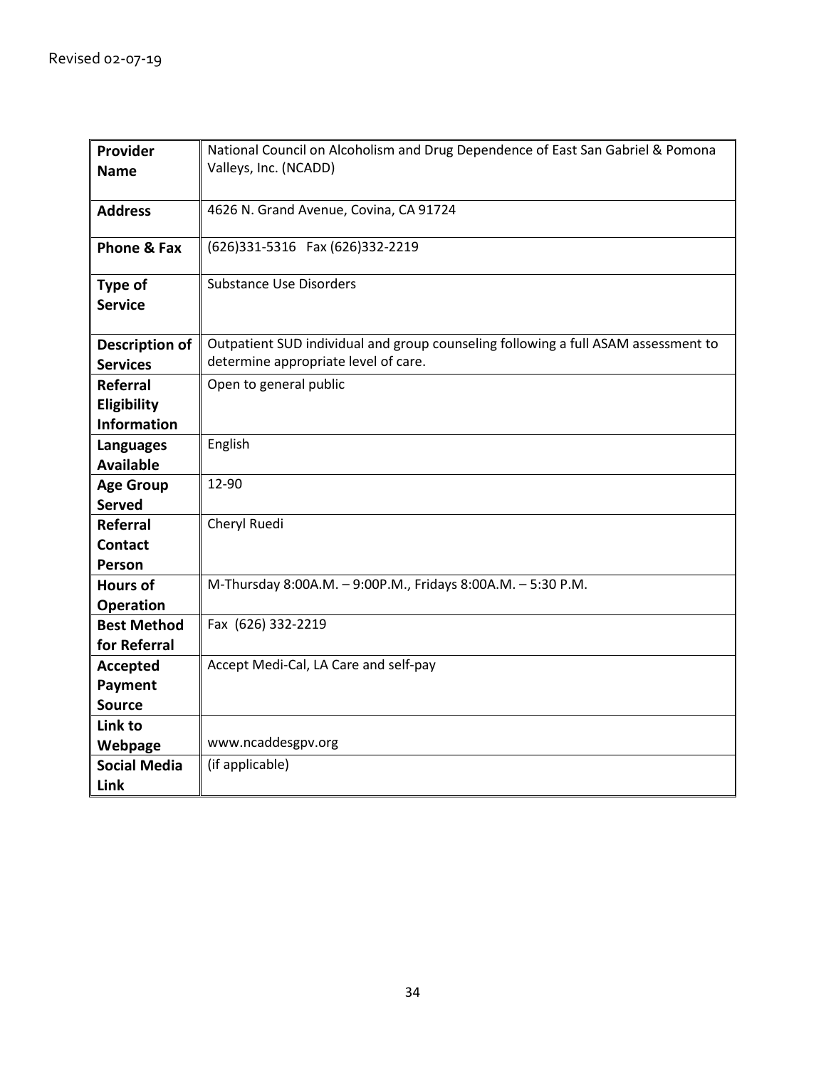Revised 02-07-19

| | |
|---|---|
| **Provider Name** | National Council on Alcoholism and Drug Dependence of East San Gabriel & Pomona Valleys, Inc. (NCADD) |
| **Address** | 4626 N. Grand Avenue, Covina, CA 91724 |
| **Phone & Fax** | (626)331-5316 Fax (626)332-2219 |
| **Type of Service** | Substance Use Disorders |
| **Description of Services** | Outpatient SUD individual and group counseling following a full ASAM assessment to determine appropriate level of care. |
| **Referral Eligibility Information** | Open to general public |
| **Languages Available** | English |
| **Age Group Served** | 12-90 |
| **Referral Contact Person** | Cheryl Ruedi |
| **Hours of Operation** | M-Thursday 8:00A.M. – 9:00P.M., Fridays 8:00A.M. – 5:30 P.M. |
| **Best Method for Referral** | Fax (626) 332-2219 |
| **Accepted Payment Source** | Accept Medi-Cal, LA Care and self-pay |
| **Link to Webpage** | www.ncaddesgpv.org |
| **Social Media Link** | (if applicable) |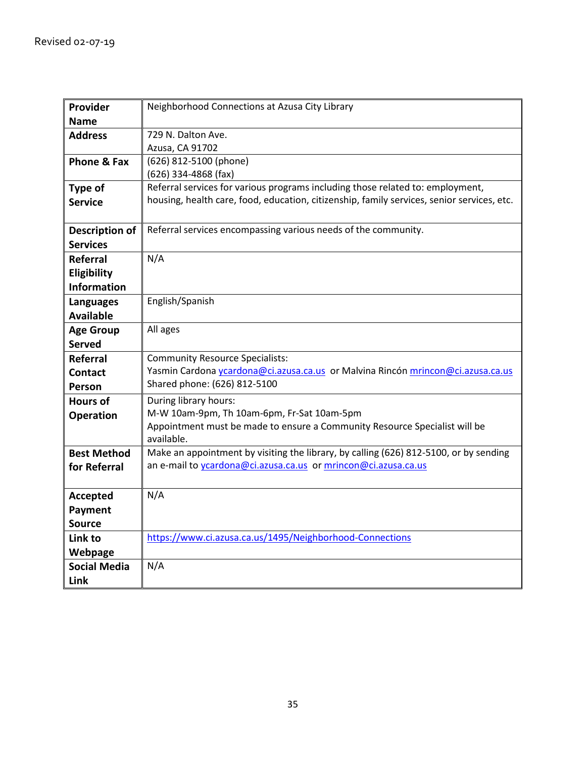Revised 02-07-19

| **Provider Name** | Neighborhood Connections at Azusa City Library |
|---|---|
| **Address** | 729 N. Dalton Ave.<br>Azusa, CA 91702 |
| **Phone & Fax** | (626) 812-5100 (phone)<br>(626) 334-4868 (fax) |
| **Type of Service** | Referral services for various programs including those related to: employment, housing, health care, food, education, citizenship, family services, senior services, etc. |
| **Description of Services** | Referral services encompassing various needs of the community. |
| **Referral Eligibility Information** | N/A |
| **Languages Available** | English/Spanish |
| **Age Group Served** | All ages |
| **Referral Contact Person** | Community Resource Specialists:<br>Yasmin Cardona ycardona@ci.azusa.ca.us or Malvina Rincón mrincon@ci.azusa.ca.us<br>Shared phone: (626) 812-5100 |
| **Hours of Operation** | During library hours:<br>M-W 10am-9pm, Th 10am-6pm, Fr-Sat 10am-5pm<br>Appointment must be made to ensure a Community Resource Specialist will be available. |
| **Best Method for Referral** | Make an appointment by visiting the library, by calling (626) 812-5100, or by sending an e-mail to ycardona@ci.azusa.ca.us or mrincon@ci.azusa.ca.us |
| **Accepted Payment Source** | N/A |
| **Link to Webpage** | https://www.ci.azusa.ca.us/1495/Neighborhood-Connections |
| **Social Media Link** | N/A |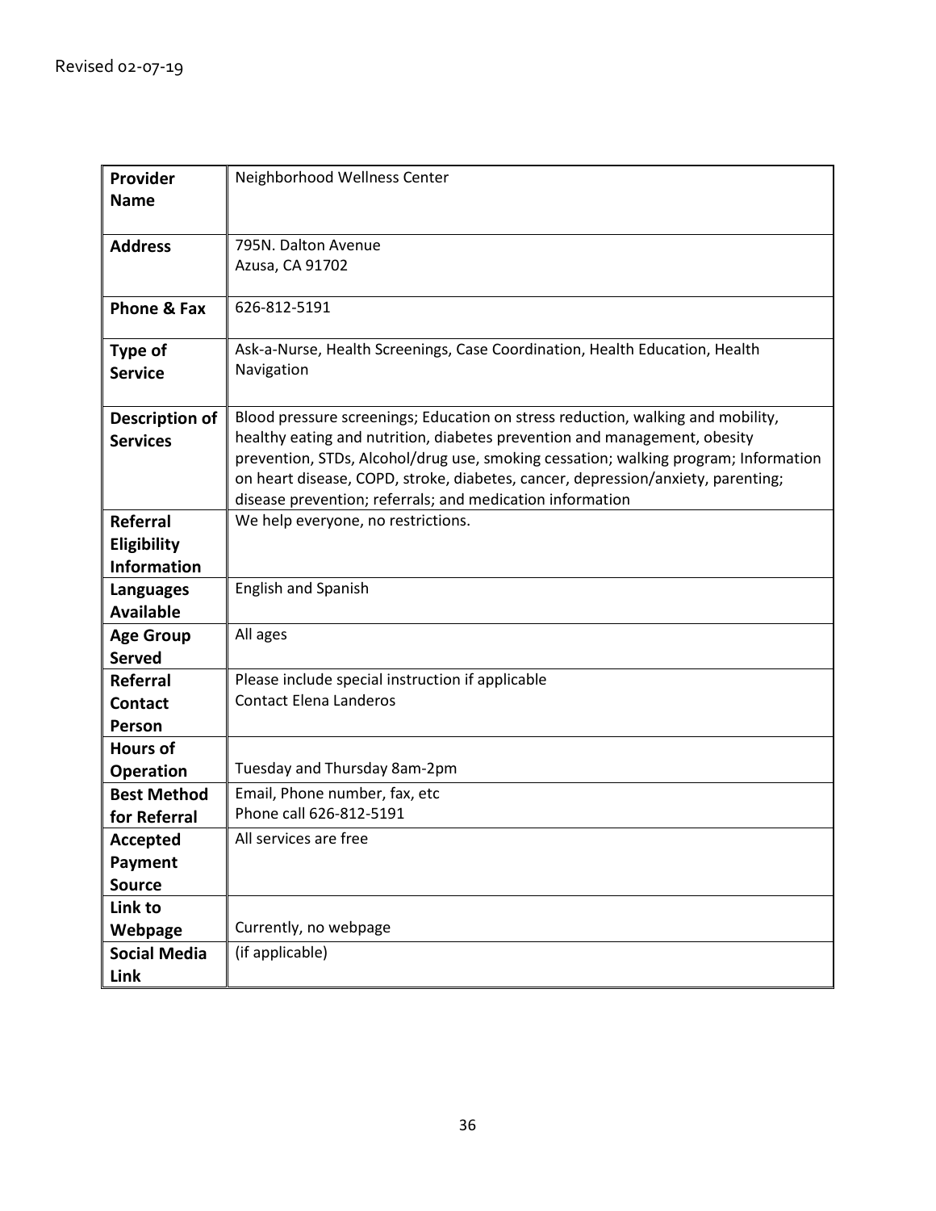Revised 02-07-19

| **Provider Name** | Neighborhood Wellness Center |
|---|---|
| **Address** | 795N. Dalton Avenue<br>Azusa, CA 91702 |
| **Phone & Fax** | 626-812-5191 |
| **Type of Service** | Ask-a-Nurse, Health Screenings, Case Coordination, Health Education, Health Navigation |
| **Description of Services** | Blood pressure screenings; Education on stress reduction, walking and mobility, healthy eating and nutrition, diabetes prevention and management, obesity prevention, STDs, Alcohol/drug use, smoking cessation; walking program; Information on heart disease, COPD, stroke, diabetes, cancer, depression/anxiety, parenting; disease prevention; referrals; and medication information |
| **Referral Eligibility Information** | We help everyone, no restrictions. |
| **Languages Available** | English and Spanish |
| **Age Group Served** | All ages |
| **Referral Contact Person** | Please include special instruction if applicable<br>Contact Elena Landeros |
| **Hours of Operation** | Tuesday and Thursday 8am-2pm |
| **Best Method for Referral** | Email, Phone number, fax, etc<br>Phone call 626-812-5191 |
| **Accepted Payment Source** | All services are free |
| **Link to Webpage** | Currently, no webpage |
| **Social Media Link** | (if applicable) |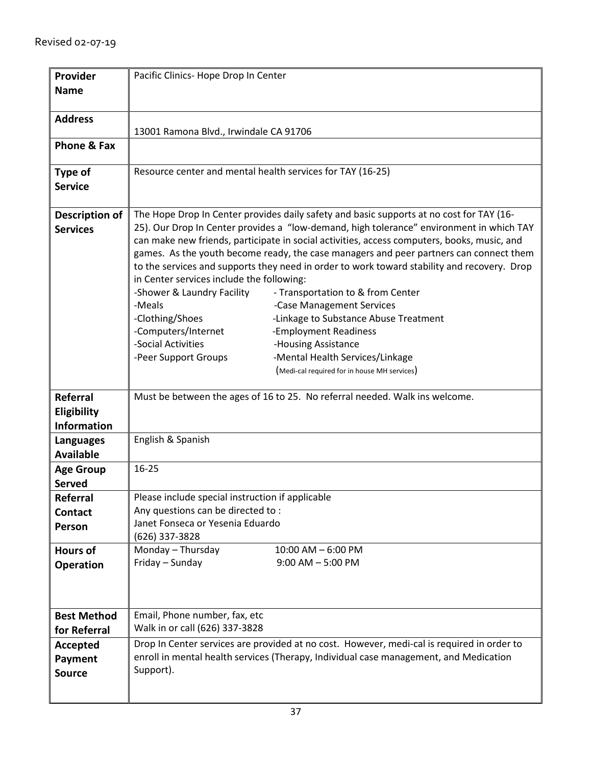Revised 02-07-19

| **Provider Name** | Pacific Clinics- Hope Drop In Center |
|---|---|
| **Address** | 13001 Ramona Blvd., Irwindale CA 91706 |
| **Phone & Fax** | |
| **Type of Service** | Resource center and mental health services for TAY (16-25) |
| **Description of Services** | The Hope Drop In Center provides daily safety and basic supports at no cost for TAY (16-25). Our Drop In Center provides a "low-demand, high tolerance" environment in which TAY can make new friends, participate in social activities, access computers, books, music, and games. As the youth become ready, the case managers and peer partners can connect them to the services and supports they need in order to work toward stability and recovery. Drop in Center services include the following:<br>-Shower & Laundry Facility<br>-Meals<br>-Clothing/Shoes<br>-Computers/Internet<br>-Social Activities<br>-Peer Support Groups<br>- Transportation to & from Center<br>-Case Management Services<br>-Linkage to Substance Abuse Treatment<br>-Employment Readiness<br>-Housing Assistance<br>-Mental Health Services/Linkage<br>(Medi-cal required for in house MH services) |
| **Referral Eligibility Information** | Must be between the ages of 16 to 25. No referral needed. Walk ins welcome. |
| **Languages Available** | English & Spanish |
| **Age Group Served** | 16-25 |
| **Referral Contact Person** | Please include special instruction if applicable<br>Any questions can be directed to :<br>Janet Fonseca or Yesenia Eduardo<br>(626) 337-3828 |
| **Hours of Operation** | Monday – Thursday 10:00 AM – 6:00 PM<br>Friday – Sunday 9:00 AM – 5:00 PM |
| **Best Method for Referral** | Email, Phone number, fax, etc<br>Walk in or call (626) 337-3828 |
| **Accepted Payment Source** | Drop In Center services are provided at no cost. However, medi-cal is required in order to enroll in mental health services (Therapy, Individual case management, and Medication Support). |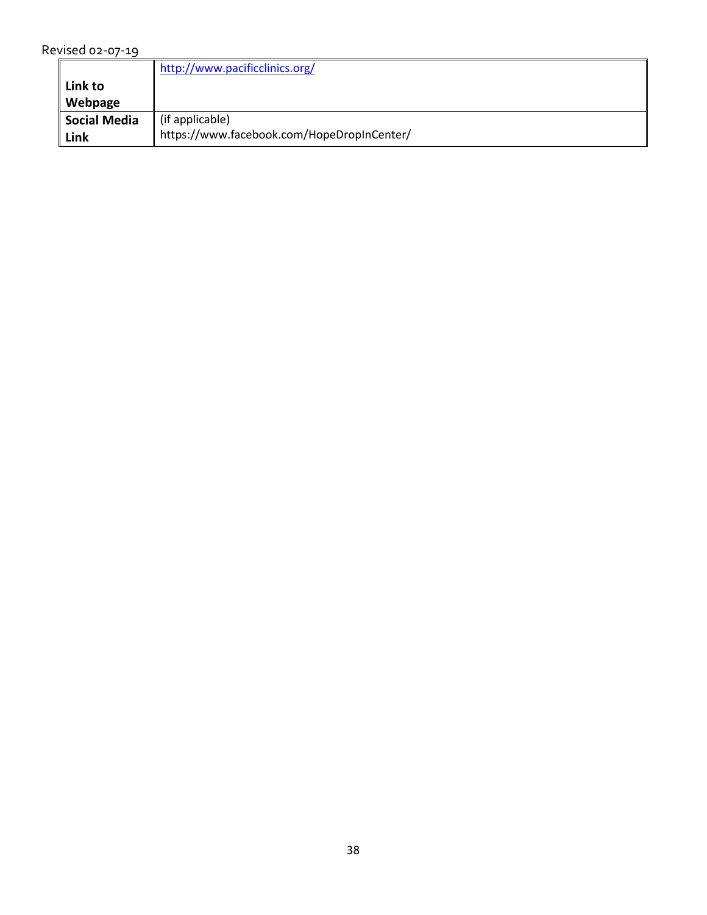| Link to Webpage | http://www.pacificclinics.org/ |
| --- | --- |
| Social Media Link | (if applicable)<br>https://www.facebook.com/HopeDropInCenter/ |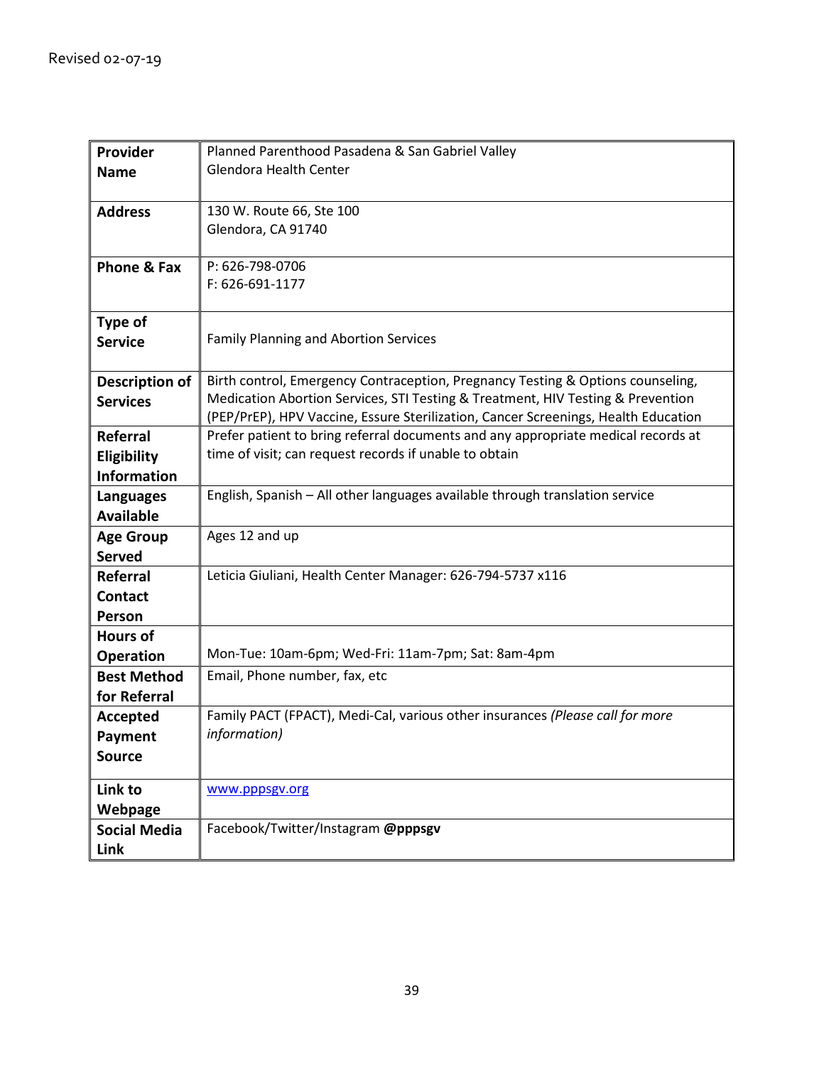Revised 02-07-19

| **Provider Name** | Planned Parenthood Pasadena & San Gabriel Valley<br>Glendora Health Center |
|---|---|
| **Address** | 130 W. Route 66, Ste 100<br>Glendora, CA 91740 |
| **Phone & Fax** | P: 626-798-0706<br>F: 626-691-1177 |
| **Type of Service** | Family Planning and Abortion Services |
| **Description of Services** | Birth control, Emergency Contraception, Pregnancy Testing & Options counseling, Medication Abortion Services, STI Testing & Treatment, HIV Testing & Prevention (PEP/PrEP), HPV Vaccine, Essure Sterilization, Cancer Screenings, Health Education |
| **Referral Eligibility Information** | Prefer patient to bring referral documents and any appropriate medical records at time of visit; can request records if unable to obtain |
| **Languages Available** | English, Spanish – All other languages available through translation service |
| **Age Group Served** | Ages 12 and up |
| **Referral Contact Person** | Leticia Giuliani, Health Center Manager: 626-794-5737 x116 |
| **Hours of Operation** | Mon-Tue: 10am-6pm; Wed-Fri: 11am-7pm; Sat: 8am-4pm |
| **Best Method for Referral** | Email, Phone number, fax, etc |
| **Accepted Payment Source** | Family PACT (FPACT), Medi-Cal, various other insurances *(Please call for more information)* |
| **Link to Webpage** | www.pppsgv.org |
| **Social Media Link** | Facebook/Twitter/Instagram **@pppsgv** |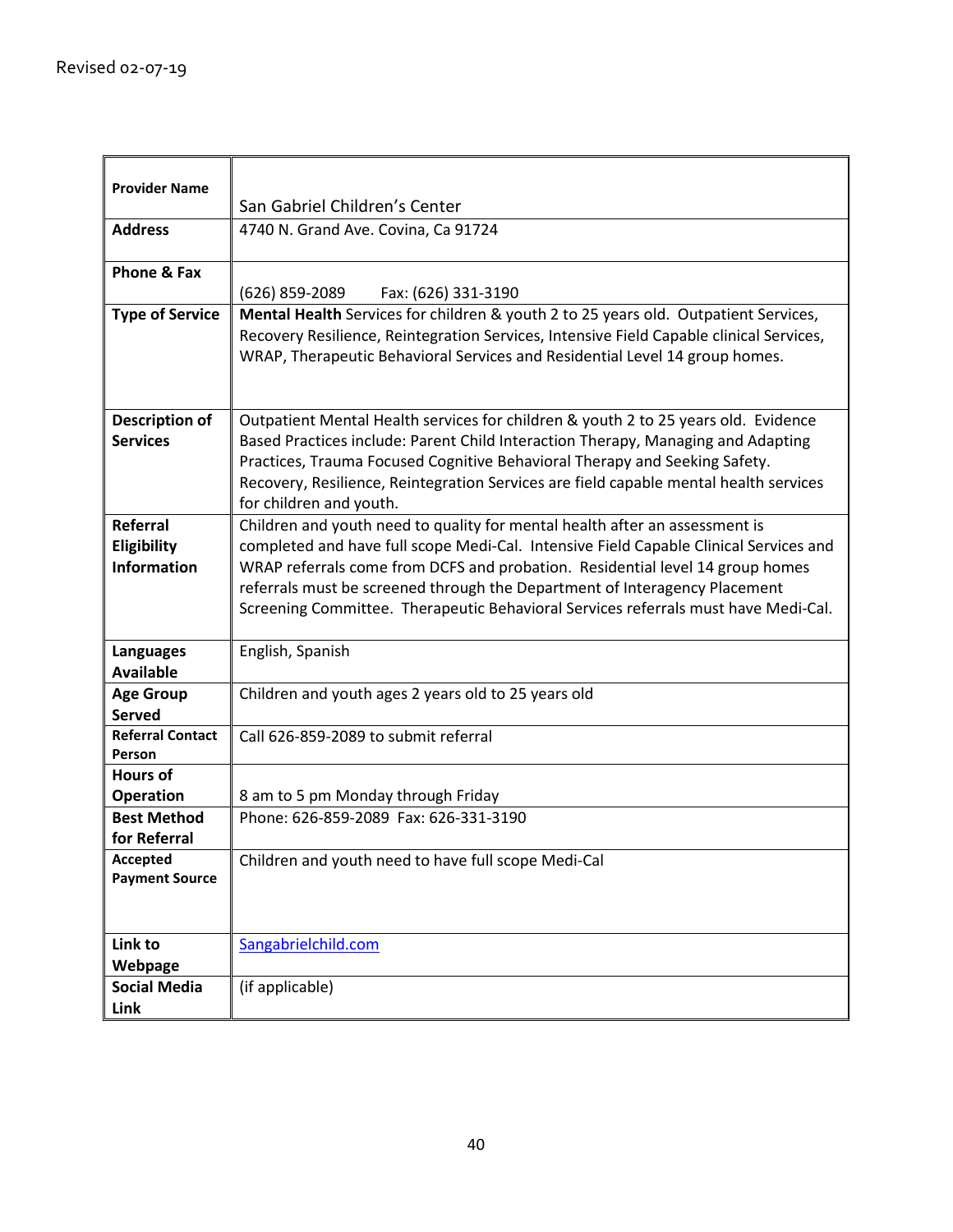Revised 02-07-19

| Provider Name | San Gabriel Children's Center |
|---|---|
| Address | 4740 N. Grand Ave. Covina, Ca 91724 |
| Phone & Fax | (626) 859-2089 Fax: (626) 331-3190 |
| Type of Service | **Mental Health** Services for children & youth 2 to 25 years old. Outpatient Services, Recovery Resilience, Reintegration Services, Intensive Field Capable clinical Services, WRAP, Therapeutic Behavioral Services and Residential Level 14 group homes. |
| Description of Services | Outpatient Mental Health services for children & youth 2 to 25 years old. Evidence Based Practices include: Parent Child Interaction Therapy, Managing and Adapting Practices, Trauma Focused Cognitive Behavioral Therapy and Seeking Safety. Recovery, Resilience, Reintegration Services are field capable mental health services for children and youth. |
| Referral Eligibility Information | Children and youth need to quality for mental health after an assessment is completed and have full scope Medi-Cal. Intensive Field Capable Clinical Services and WRAP referrals come from DCFS and probation. Residential level 14 group homes referrals must be screened through the Department of Interagency Placement Screening Committee. Therapeutic Behavioral Services referrals must have Medi-Cal. |
| Languages Available | English, Spanish |
| Age Group Served | Children and youth ages 2 years old to 25 years old |
| Referral Contact Person | Call 626-859-2089 to submit referral |
| Hours of Operation | 8 am to 5 pm Monday through Friday |
| Best Method for Referral | Phone: 626-859-2089 Fax: 626-331-3190 |
| Accepted Payment Source | Children and youth need to have full scope Medi-Cal |
| Link to Webpage | Sangabrielchild.com |
| Social Media Link | (if applicable) |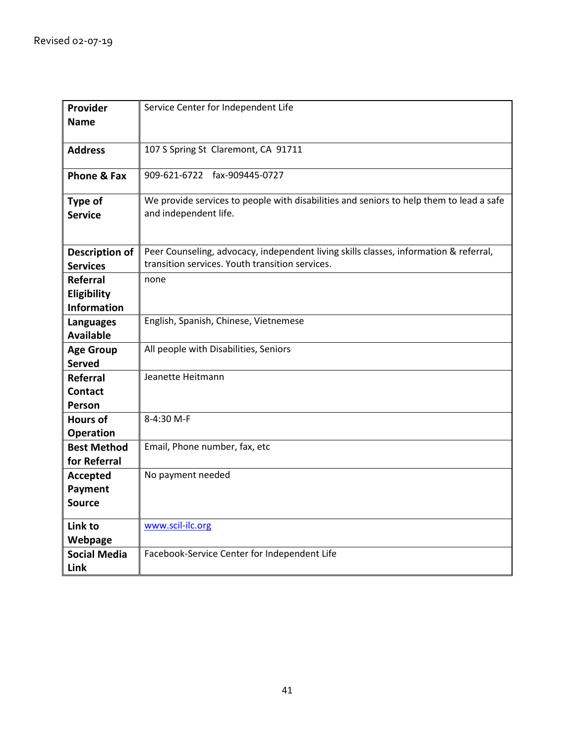Revised 02-07-19

| Provider Name | Service Center for Independent Life |
|---|---|
| Address | 107 S Spring St  Claremont, CA  91711 |
| Phone & Fax | 909-621-6722    fax-909445-0727 |
| Type of Service | We provide services to people with disabilities and seniors to help them to lead a safe and independent life. |
| Description of Services | Peer Counseling, advocacy, independent living skills classes, information & referral, transition services. Youth transition services. |
| Referral Eligibility Information | none |
| Languages Available | English, Spanish, Chinese, Vietnemese |
| Age Group Served | All people with Disabilities, Seniors |
| Referral Contact Person | Jeanette Heitmann |
| Hours of Operation | 8-4:30 M-F |
| Best Method for Referral | Email, Phone number, fax, etc |
| Accepted Payment Source | No payment needed |
| Link to Webpage | [www.scil-ilc.org](http://www.scil-ilc.org) |
| Social Media Link | Facebook-Service Center for Independent Life |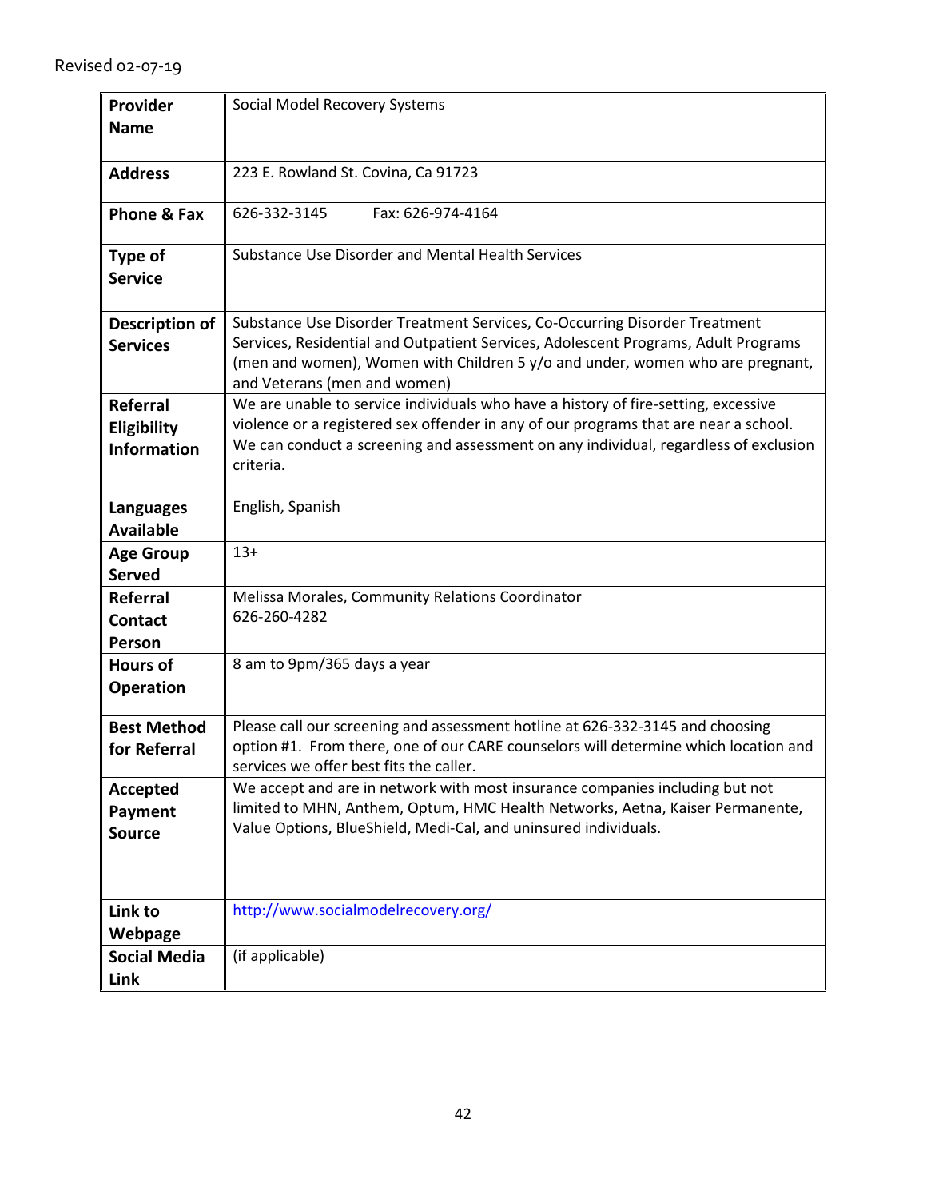Revised 02-07-19

| **Provider Name** | Social Model Recovery Systems |
|---|---|
| **Address** | 223 E. Rowland St. Covina, Ca 91723 |
| **Phone & Fax** | 626-332-3145 Fax: 626-974-4164 |
| **Type of Service** | Substance Use Disorder and Mental Health Services |
| **Description of Services** | Substance Use Disorder Treatment Services, Co-Occurring Disorder Treatment Services, Residential and Outpatient Services, Adolescent Programs, Adult Programs (men and women), Women with Children 5 y/o and under, women who are pregnant, and Veterans (men and women) |
| **Referral Eligibility Information** | We are unable to service individuals who have a history of fire-setting, excessive violence or a registered sex offender in any of our programs that are near a school. We can conduct a screening and assessment on any individual, regardless of exclusion criteria. |
| **Languages Available** | English, Spanish |
| **Age Group Served** | 13+ |
| **Referral Contact Person** | Melissa Morales, Community Relations Coordinator 626-260-4282 |
| **Hours of Operation** | 8 am to 9pm/365 days a year |
| **Best Method for Referral** | Please call our screening and assessment hotline at 626-332-3145 and choosing option #1. From there, one of our CARE counselors will determine which location and services we offer best fits the caller. |
| **Accepted Payment Source** | We accept and are in network with most insurance companies including but not limited to MHN, Anthem, Optum, HMC Health Networks, Aetna, Kaiser Permanente, Value Options, BlueShield, Medi-Cal, and uninsured individuals. |
| **Link to Webpage** | http://www.socialmodelrecovery.org/ |
| **Social Media Link** | (if applicable) |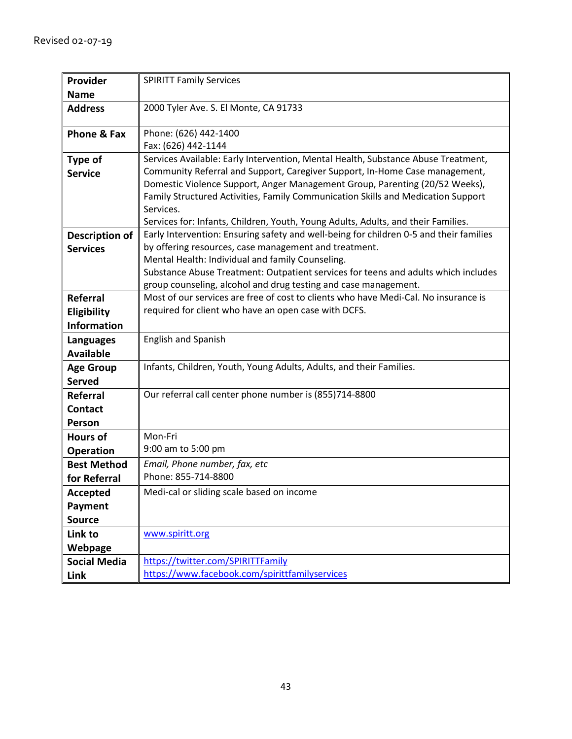Revised 02-07-19

| **Provider Name** | SPIRITT Family Services |
|---|---|
| **Address** | 2000 Tyler Ave. S. El Monte, CA 91733 |
| **Phone & Fax** | Phone: (626) 442-1400<br>Fax: (626) 442-1144 |
| **Type of Service** | Services Available: Early Intervention, Mental Health, Substance Abuse Treatment, Community Referral and Support, Caregiver Support, In-Home Case management, Domestic Violence Support, Anger Management Group, Parenting (20/52 Weeks), Family Structured Activities, Family Communication Skills and Medication Support Services.<br>Services for: Infants, Children, Youth, Young Adults, Adults, and their Families. |
| **Description of Services** | Early Intervention: Ensuring safety and well-being for children 0-5 and their families by offering resources, case management and treatment.<br>Mental Health: Individual and family Counseling.<br>Substance Abuse Treatment: Outpatient services for teens and adults which includes group counseling, alcohol and drug testing and case management. |
| **Referral Eligibility Information** | Most of our services are free of cost to clients who have Medi-Cal. No insurance is required for client who have an open case with DCFS. |
| **Languages Available** | English and Spanish |
| **Age Group Served** | Infants, Children, Youth, Young Adults, Adults, and their Families. |
| **Referral Contact Person** | Our referral call center phone number is (855)714-8800 |
| **Hours of Operation** | Mon-Fri<br>9:00 am to 5:00 pm |
| **Best Method for Referral** | *Email, Phone number, fax, etc*<br>Phone: 855-714-8800 |
| **Accepted Payment Source** | Medi-cal or sliding scale based on income |
| **Link to Webpage** | www.spiritt.org |
| **Social Media Link** | https://twitter.com/SPIRITTFamily<br>https://www.facebook.com/spirittfamilyservices |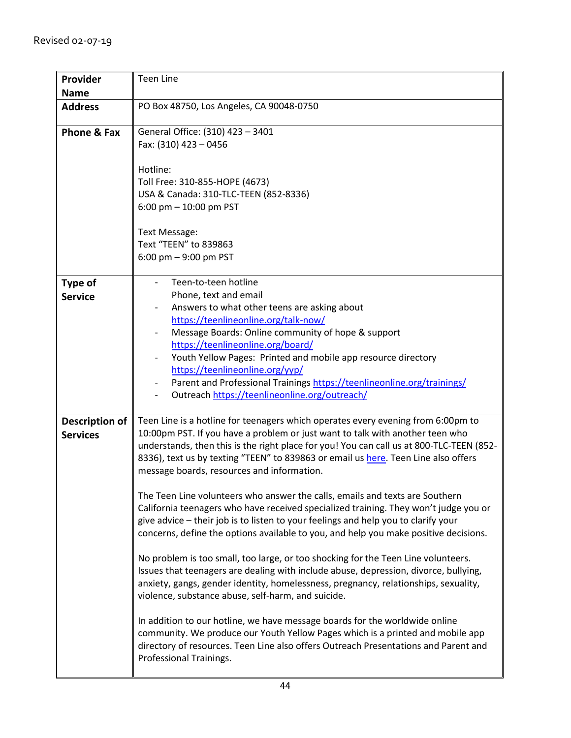Revised 02-07-19

| Provider Name | Teen Line |
| --- | --- |
| **Address** | PO Box 48750, Los Angeles, CA 90048-0750 |
| **Phone & Fax** | General Office: (310) 423 – 3401<br>Fax: (310) 423 – 0456<br><br>Hotline:<br>Toll Free: 310-855-HOPE (4673)<br>USA & Canada: 310-TLC-TEEN (852-8336)<br>6:00 pm – 10:00 pm PST<br><br>Text Message:<br>Text "TEEN" to 839863<br>6:00 pm – 9:00 pm PST |
| **Type of Service** | - Teen-to-teen hotline<br>Phone, text and email<br>- Answers to what other teens are asking about<br>https://teenlineonline.org/talk-now/<br>- Message Boards: Online community of hope & support<br>https://teenlineonline.org/board/<br>- Youth Yellow Pages: Printed and mobile app resource directory<br>https://teenlineonline.org/yyp/<br>- Parent and Professional Trainings https://teenlineonline.org/trainings/<br>- Outreach https://teenlineonline.org/outreach/ |
| **Description of Services** | Teen Line is a hotline for teenagers which operates every evening from 6:00pm to 10:00pm PST. If you have a problem or just want to talk with another teen who understands, then this is the right place for you! You can call us at 800-TLC-TEEN (852-8336), text us by texting "TEEN" to 839863 or email us here. Teen Line also offers message boards, resources and information.<br><br>The Teen Line volunteers who answer the calls, emails and texts are Southern California teenagers who have received specialized training. They won't judge you or give advice – their job is to listen to your feelings and help you to clarify your concerns, define the options available to you, and help you make positive decisions.<br><br>No problem is too small, too large, or too shocking for the Teen Line volunteers. Issues that teenagers are dealing with include abuse, depression, divorce, bullying, anxiety, gangs, gender identity, homelessness, pregnancy, relationships, sexuality, violence, substance abuse, self-harm, and suicide.<br><br>In addition to our hotline, we have message boards for the worldwide online community. We produce our Youth Yellow Pages which is a printed and mobile app directory of resources. Teen Line also offers Outreach Presentations and Parent and Professional Trainings. |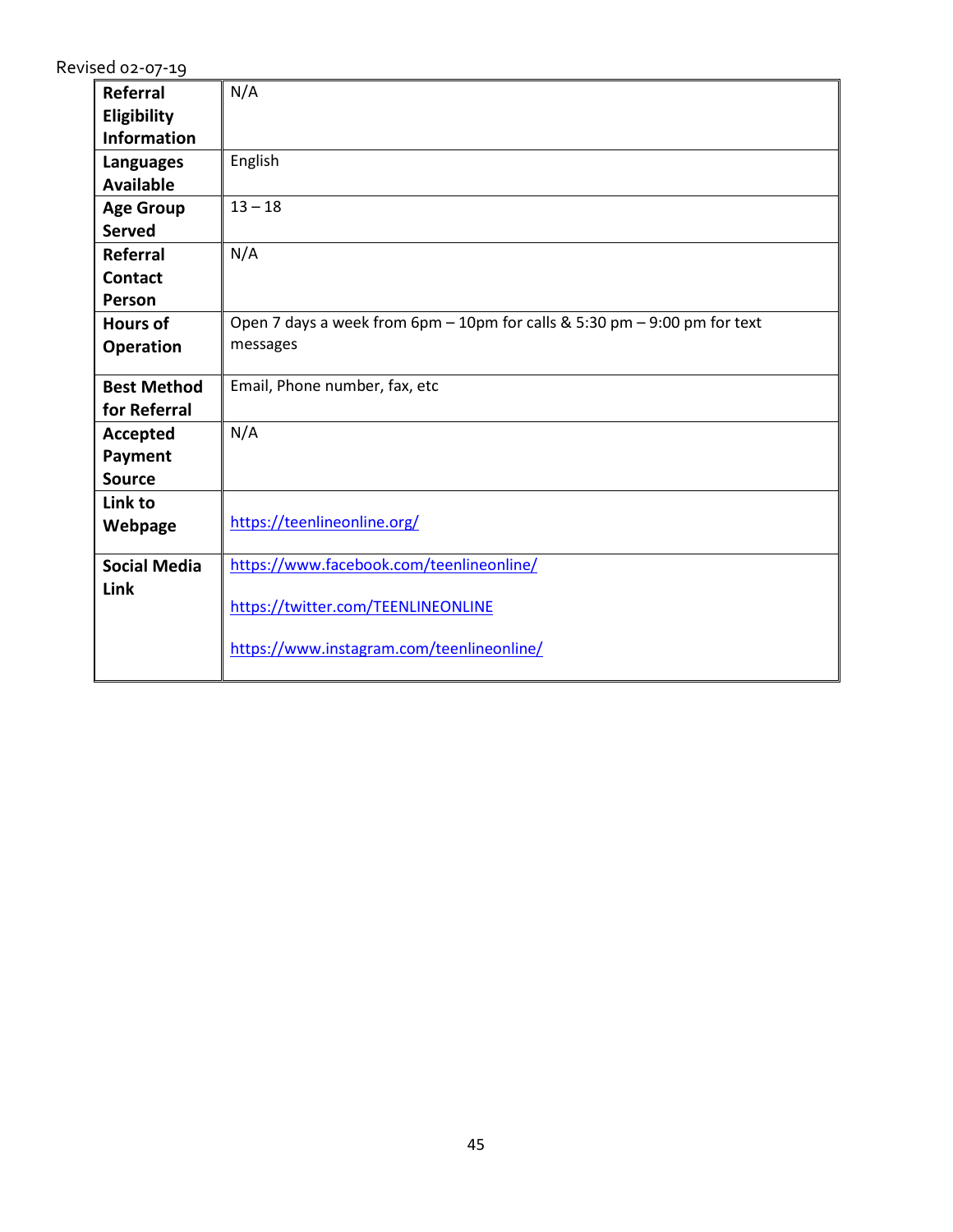Revised 02-07-19

| | |
|---|---|
| **Referral Eligibility Information** | N/A |
| **Languages Available** | English |
| **Age Group Served** | 13 – 18 |
| **Referral Contact Person** | N/A |
| **Hours of Operation** | Open 7 days a week from 6pm – 10pm for calls & 5:30 pm – 9:00 pm for text messages |
| **Best Method for Referral** | Email, Phone number, fax, etc |
| **Accepted Payment Source** | N/A |
| **Link to Webpage** | https://teenlineonline.org/ |
| **Social Media Link** | https://www.facebook.com/teenlineonline/<br><br>https://twitter.com/TEENLINEONLINE<br><br>https://www.instagram.com/teenlineonline/ |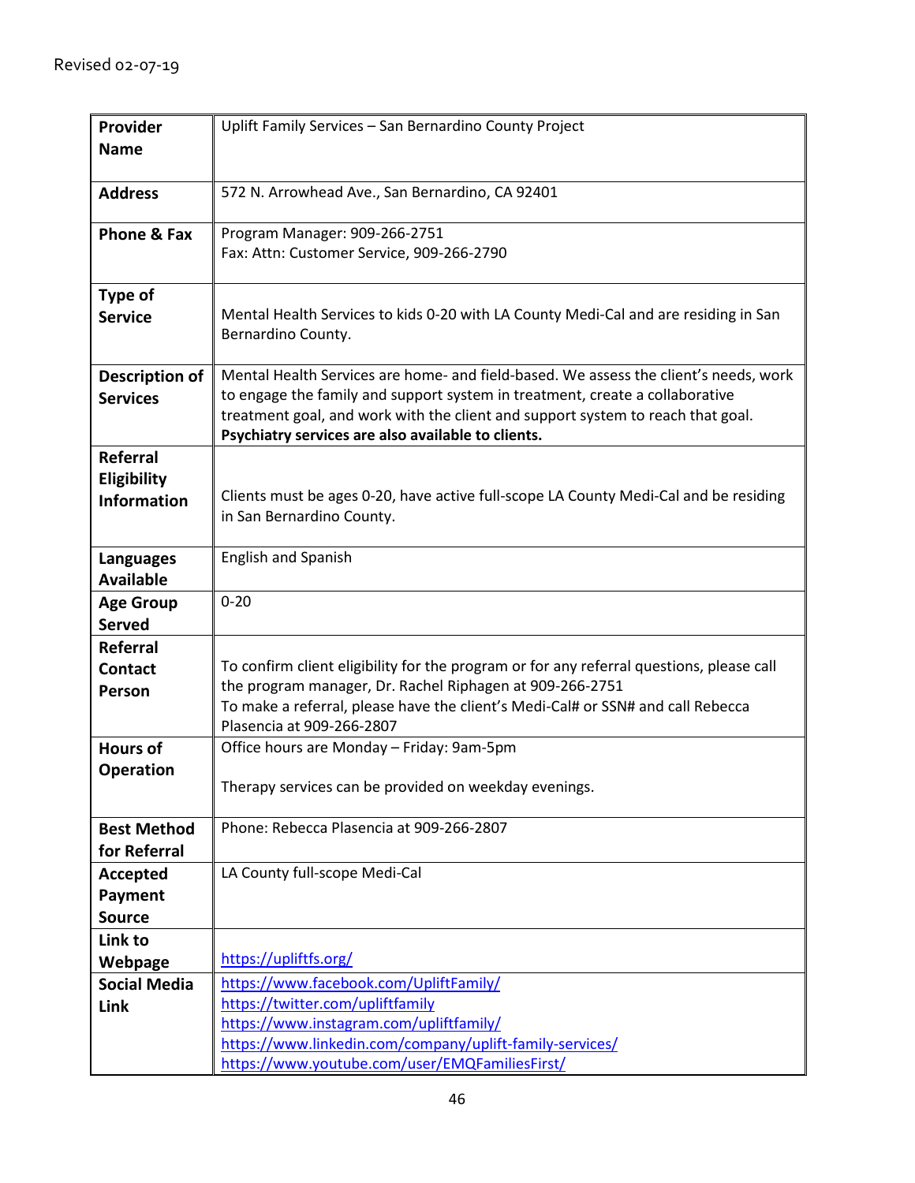Revised 02-07-19

| **Provider Name** | Uplift Family Services – San Bernardino County Project |
|---|---|
| **Address** | 572 N. Arrowhead Ave., San Bernardino, CA 92401 |
| **Phone & Fax** | Program Manager: 909-266-2751<br>Fax: Attn: Customer Service, 909-266-2790 |
| **Type of Service** | Mental Health Services to kids 0-20 with LA County Medi-Cal and are residing in San Bernardino County. |
| **Description of Services** | Mental Health Services are home- and field-based. We assess the client's needs, work to engage the family and support system in treatment, create a collaborative treatment goal, and work with the client and support system to reach that goal. **Psychiatry services are also available to clients.** |
| **Referral Eligibility Information** | Clients must be ages 0-20, have active full-scope LA County Medi-Cal and be residing in San Bernardino County. |
| **Languages Available** | English and Spanish |
| **Age Group Served** | 0-20 |
| **Referral Contact Person** | To confirm client eligibility for the program or for any referral questions, please call the program manager, Dr. Rachel Riphagen at 909-266-2751<br>To make a referral, please have the client's Medi-Cal# or SSN# and call Rebecca Plasencia at 909-266-2807 |
| **Hours of Operation** | Office hours are Monday – Friday: 9am-5pm<br><br>Therapy services can be provided on weekday evenings. |
| **Best Method for Referral** | Phone: Rebecca Plasencia at 909-266-2807 |
| **Accepted Payment Source** | LA County full-scope Medi-Cal |
| **Link to Webpage** | https://upliftfs.org/ |
| **Social Media Link** | https://www.facebook.com/UpliftFamily/<br>https://twitter.com/upliftfamily<br>https://www.instagram.com/upliftfamily/<br>https://www.linkedin.com/company/uplift-family-services/<br>https://www.youtube.com/user/EMQFamiliesFirst/ |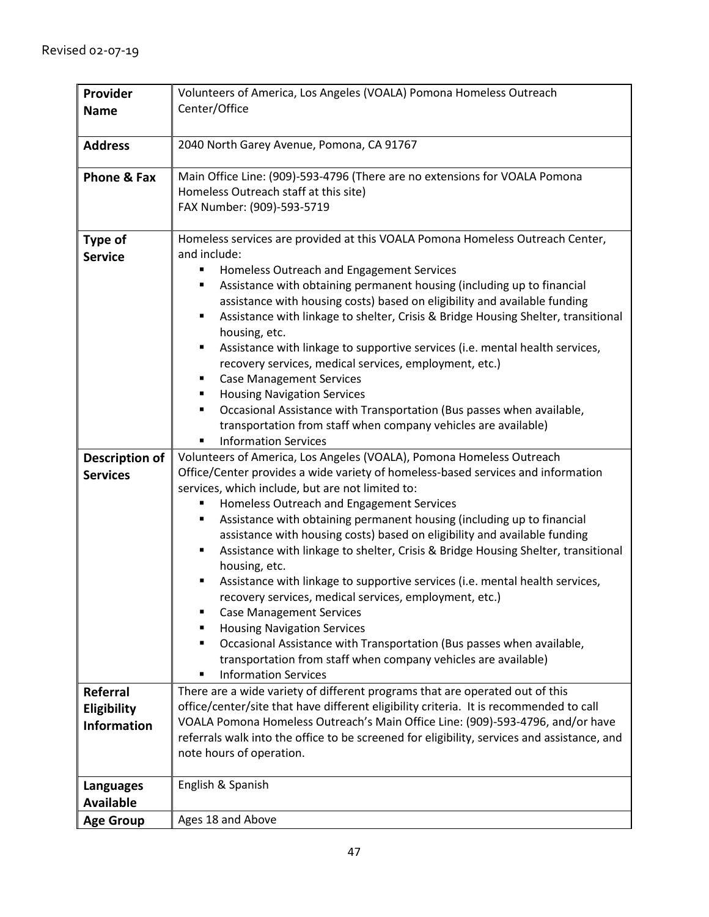Revised 02-07-19

| | |
|---|---|
| **Provider Name** | Volunteers of America, Los Angeles (VOALA) Pomona Homeless Outreach Center/Office |
| **Address** | 2040 North Garey Avenue, Pomona, CA 91767 |
| **Phone & Fax** | Main Office Line: (909)-593-4796 (There are no extensions for VOALA Pomona Homeless Outreach staff at this site)<br>FAX Number: (909)-593-5719 |
| **Type of Service** | Homeless services are provided at this VOALA Pomona Homeless Outreach Center, and include:<br>▪ Homeless Outreach and Engagement Services<br>▪ Assistance with obtaining permanent housing (including up to financial assistance with housing costs) based on eligibility and available funding<br>▪ Assistance with linkage to shelter, Crisis & Bridge Housing Shelter, transitional housing, etc.<br>▪ Assistance with linkage to supportive services (i.e. mental health services, recovery services, medical services, employment, etc.)<br>▪ Case Management Services<br>▪ Housing Navigation Services<br>▪ Occasional Assistance with Transportation (Bus passes when available, transportation from staff when company vehicles are available)<br>▪ Information Services |
| **Description of Services** | Volunteers of America, Los Angeles (VOALA), Pomona Homeless Outreach Office/Center provides a wide variety of homeless-based services and information services, which include, but are not limited to:<br>▪ Homeless Outreach and Engagement Services<br>▪ Assistance with obtaining permanent housing (including up to financial assistance with housing costs) based on eligibility and available funding<br>▪ Assistance with linkage to shelter, Crisis & Bridge Housing Shelter, transitional housing, etc.<br>▪ Assistance with linkage to supportive services (i.e. mental health services, recovery services, medical services, employment, etc.)<br>▪ Case Management Services<br>▪ Housing Navigation Services<br>▪ Occasional Assistance with Transportation (Bus passes when available, transportation from staff when company vehicles are available)<br>▪ Information Services |
| **Referral Eligibility Information** | There are a wide variety of different programs that are operated out of this office/center/site that have different eligibility criteria. It is recommended to call VOALA Pomona Homeless Outreach's Main Office Line: (909)-593-4796, and/or have referrals walk into the office to be screened for eligibility, services and assistance, and note hours of operation. |
| **Languages Available** | English & Spanish |
| **Age Group** | Ages 18 and Above |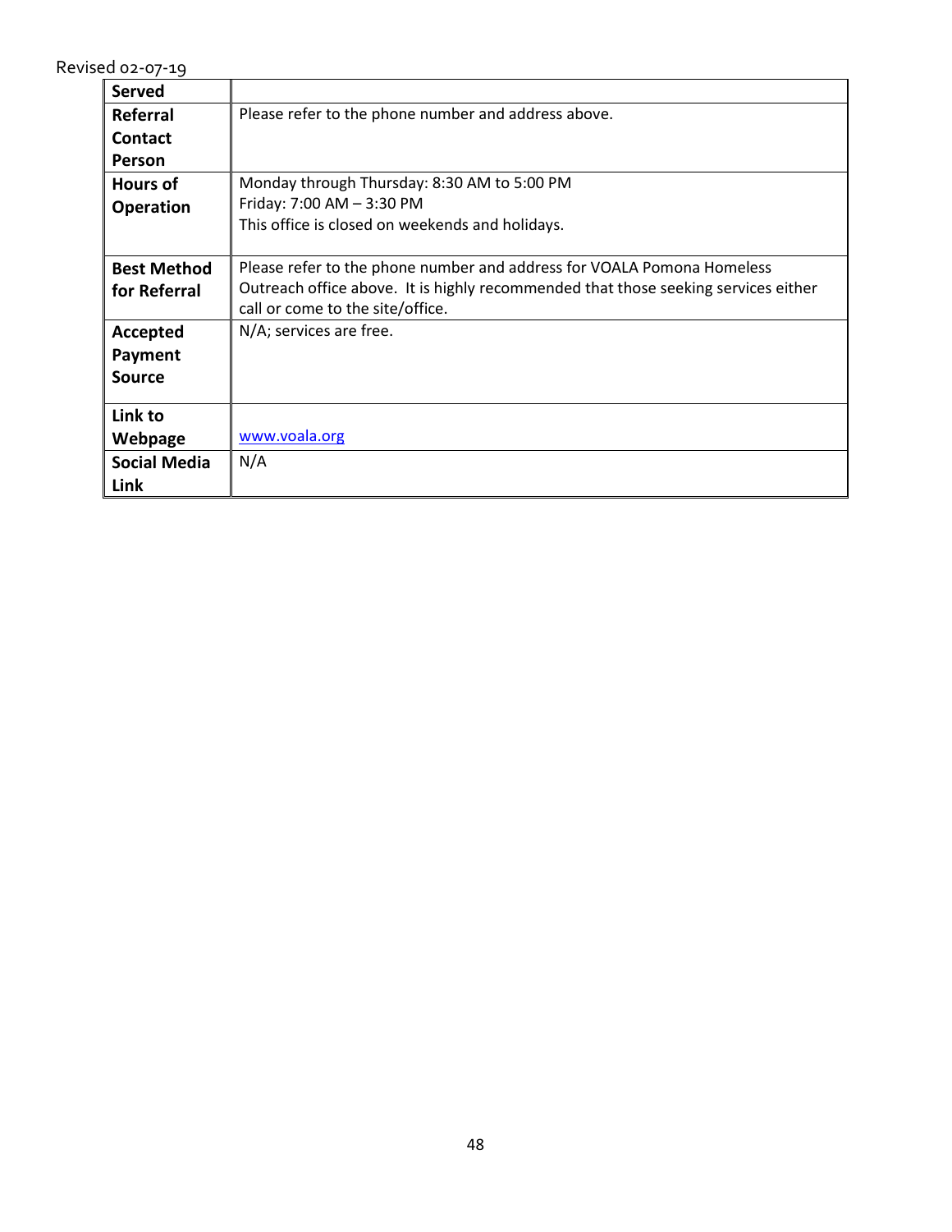Revised 02-07-19

| **Served** | |
|---|---|
| **Referral Contact Person** | Please refer to the phone number and address above. |
| **Hours of Operation** | Monday through Thursday: 8:30 AM to 5:00 PM<br>Friday: 7:00 AM – 3:30 PM<br>This office is closed on weekends and holidays. |
| **Best Method for Referral** | Please refer to the phone number and address for VOALA Pomona Homeless Outreach office above. It is highly recommended that those seeking services either call or come to the site/office. |
| **Accepted Payment Source** | N/A; services are free. |
| **Link to Webpage** | [www.voala.org](http://www.voala.org) |
| **Social Media Link** | N/A |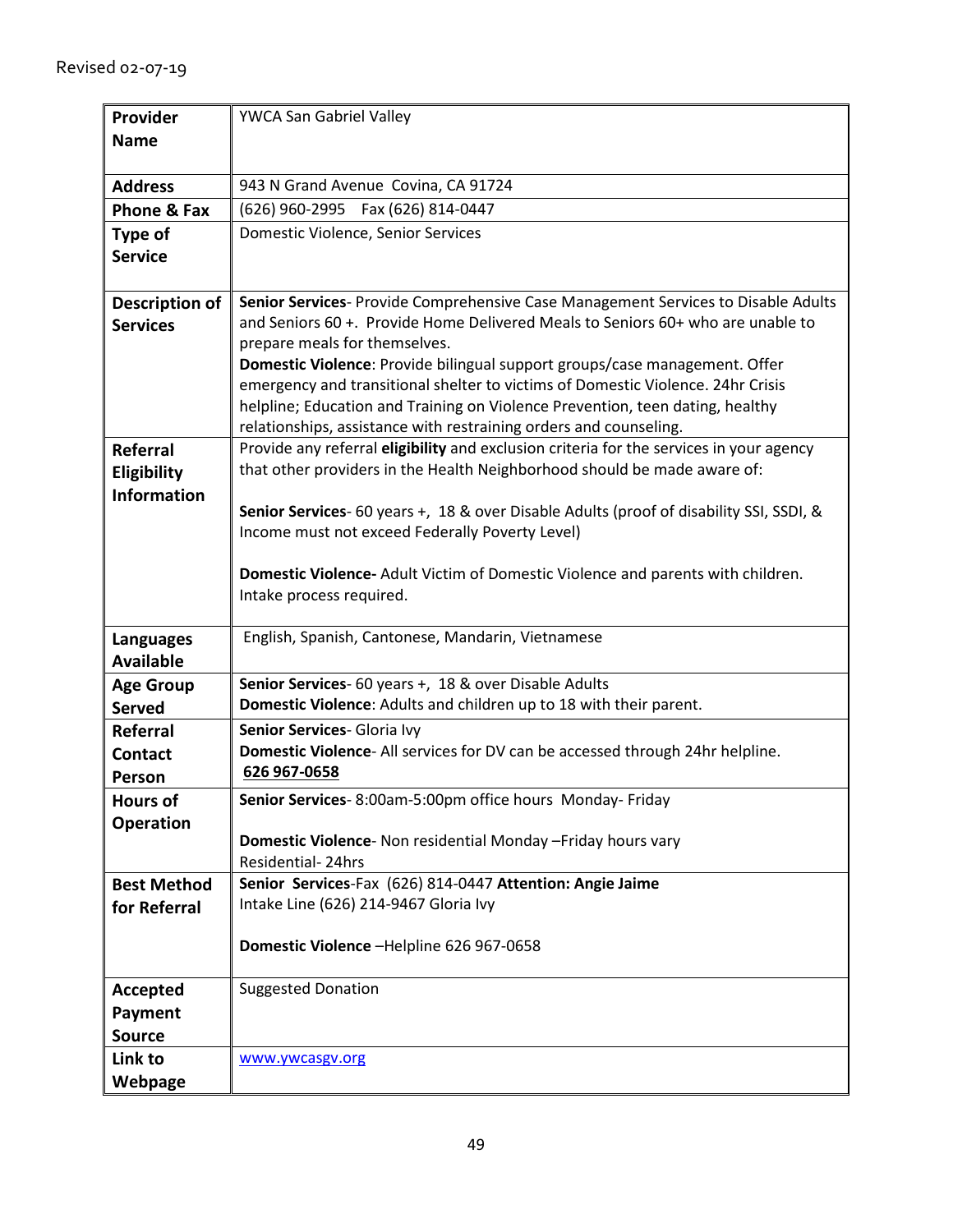Revised 02-07-19

| | |
|---|---|
| **Provider Name** | YWCA San Gabriel Valley |
| **Address** | 943 N Grand Avenue Covina, CA 91724 |
| **Phone & Fax** | (626) 960-2995 Fax (626) 814-0447 |
| **Type of Service** | Domestic Violence, Senior Services |
| **Description of Services** | **Senior Services**- Provide Comprehensive Case Management Services to Disable Adults and Seniors 60 +. Provide Home Delivered Meals to Seniors 60+ who are unable to prepare meals for themselves.<br>**Domestic Violence**: Provide bilingual support groups/case management. Offer emergency and transitional shelter to victims of Domestic Violence. 24hr Crisis helpline; Education and Training on Violence Prevention, teen dating, healthy relationships, assistance with restraining orders and counseling. |
| **Referral Eligibility Information** | Provide any referral **eligibility** and exclusion criteria for the services in your agency that other providers in the Health Neighborhood should be made aware of:<br><br>**Senior Services**- 60 years +, 18 & over Disable Adults (proof of disability SSI, SSDI, & Income must not exceed Federally Poverty Level)<br><br>**Domestic Violence-** Adult Victim of Domestic Violence and parents with children. Intake process required. |
| **Languages Available** | English, Spanish, Cantonese, Mandarin, Vietnamese |
| **Age Group Served** | **Senior Services**- 60 years +, 18 & over Disable Adults<br>**Domestic Violence**: Adults and children up to 18 with their parent. |
| **Referral Contact Person** | **Senior Services**- Gloria Ivy<br>**Domestic Violence**- All services for DV can be accessed through 24hr helpline. **626 967-0658** |
| **Hours of Operation** | **Senior Services**- 8:00am-5:00pm office hours Monday- Friday<br><br>**Domestic Violence**- Non residential Monday –Friday hours vary<br>Residential- 24hrs |
| **Best Method for Referral** | **Senior Services**-Fax (626) 814-0447 **Attention: Angie Jaime**<br>Intake Line (626) 214-9467 Gloria Ivy<br><br>**Domestic Violence** –Helpline 626 967-0658 |
| **Accepted Payment Source** | Suggested Donation |
| **Link to Webpage** | www.ywcasgv.org |